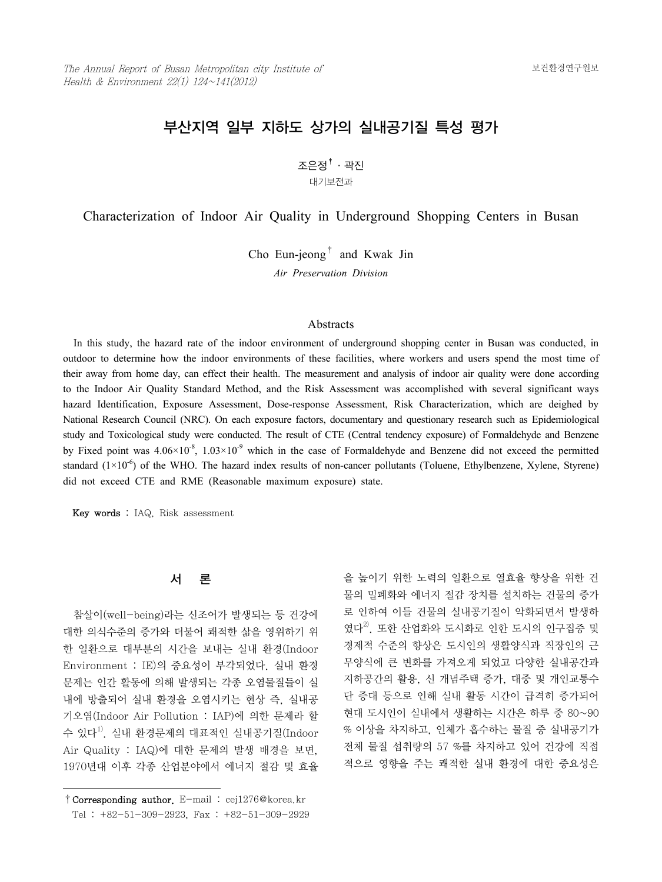# 부산지역 일부 지하도 상가의 실내공기질 특성 평가

조은정† · 곽진

대기보전과

# Characterization of Indoor Air Quality in Underground Shopping Centers in Busan

Cho Eun-jeong† and Kwak Jin

*Air Preservation Division*

## Abstracts

In this study, the hazard rate of the indoor environment of underground shopping center in Busan was conducted, in outdoor to determine how the indoor environments of these facilities, where workers and users spend the most time of their away from home day, can effect their health. The measurement and analysis of indoor air quality were done according to the Indoor Air Quality Standard Method, and the Risk Assessment was accomplished with several significant ways hazard Identification, Exposure Assessment, Dose-response Assessment, Risk Characterization, which are deighed by National Research Council (NRC). On each exposure factors, documentary and questionary research such as Epidemiological study and Toxicological study were conducted. The result of CTE (Central tendency exposure) of Formaldehyde and Benzene by Fixed point was $4.06 \times 10^{-8}$, $1.03 \times 10^{-9}$ which in the case of Formaldehyde and Benzene did not exceed the permitted standard ($1 \times 10^{-6}$) of the WHO. The hazard index results of non-cancer pollutants (Toluene, Ethylbenzene, Xylene, Styrene) did not exceed CTE and RME (Reasonable maximum exposure) state.

**Key words** : IAQ, Risk assessment

## 서 론

참살이(well-being)라는 신조어가 발생되는 등 건강에 대한 의식수준의 증가와 더불어 쾌적한 삶을 영위하기 위한 일환으로 대부분의 시간을 보내는 실내 환경(Indoor Environment : IE)의 중요성이 부각되었다. 실내 환경문제는 인간 활동에 의해 발생되는 각종 오염물질들이 실내에 방출되어 실내 환경을 오염시키는 현상 즉, 실내공기오염(Indoor Air Pollution : IAP)에 의한 문제라 할 수 있다[1]. 실내 환경문제의 대표적인 실내공기질(Indoor Air Quality : IAQ)에 대한 문제의 발생 배경을 보면, 1970년대 이후 각종 산업분야에서 에너지 절감 및 효율을 높이기 위한 노력의 일환으로 열효율 향상을 위한 건물의 밀폐화와 에너지 절감 장치를 설치하는 건물의 증가로 인하여 이들 건물의 실내공기질이 악화되면서 발생하였다[2]. 또한 산업화와 도시화로 인한 도시의 인구집중 및 경제적 수준의 향상은 도시인의 생활양식과 직장인의 근무양식에 큰 변화를 가져오게 되었고 다양한 실내공간과 지하공간의 활용, 신 개념주택 증가, 대중 및 개인교통수단 증대 등으로 인해 실내 활동 시간이 급격히 증가되어 현대 도시인이 실내에서 생활하는 시간은 하루 중 80～90 % 이상을 차지하고, 인체가 흡수하는 물질 중 실내공기가 전체 물질 섭취량의 57 %를 차지하고 있어 건강에 직접적으로 영향을 주는 쾌적한 실내 환경에 대한 중요성은

† **Corresponding author.** E-mail : cej1276@korea.kr
Tel : +82-51-309-2923, Fax : +82-51-309-2929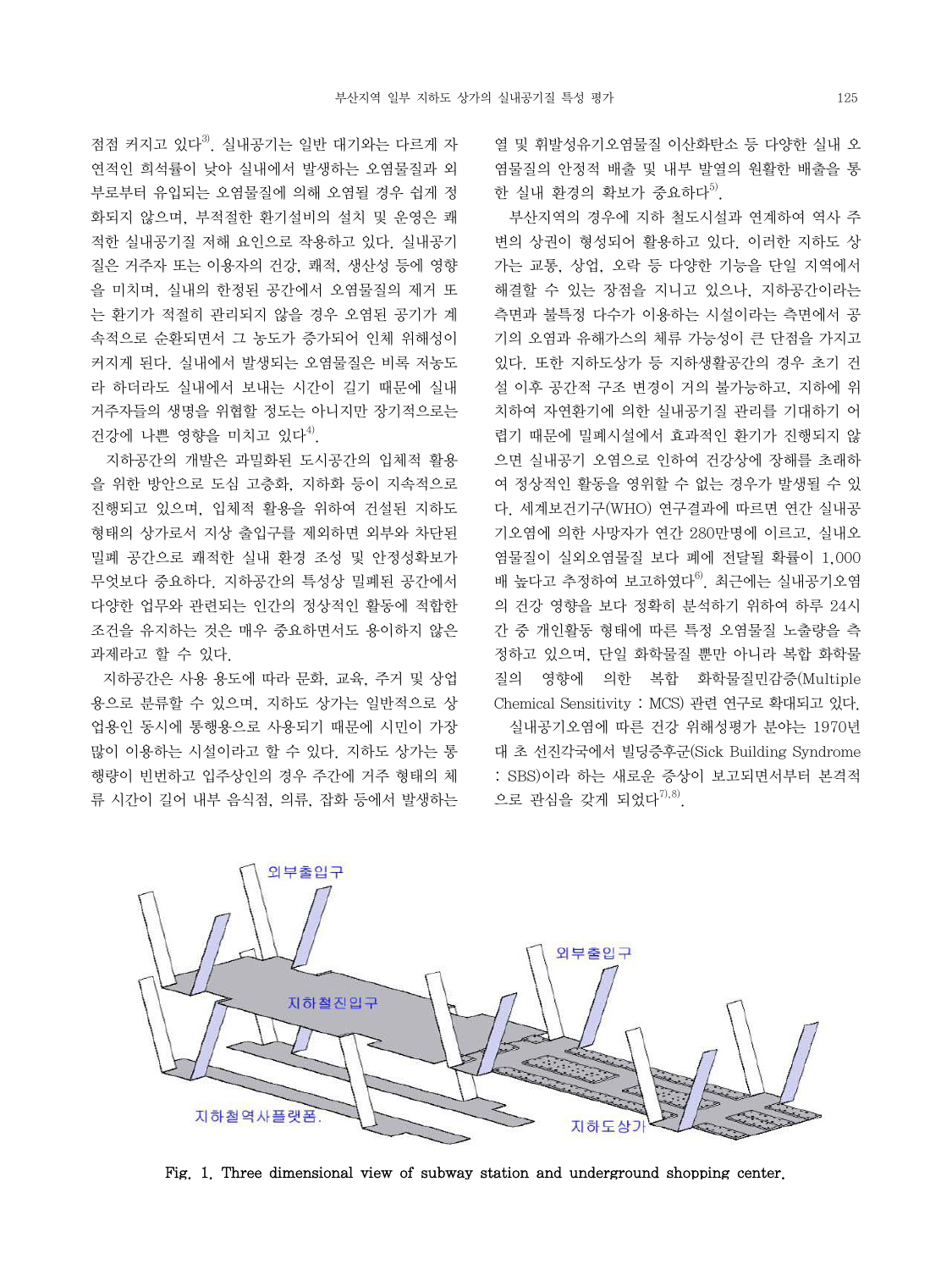점점 커지고 있다[3]. 실내공기는 일반 대기와는 다르게 자연적인 희석률이 낮아 실내에서 발생하는 오염물질과 외부로부터 유입되는 오염물질에 의해 오염될 경우 쉽게 정화되지 않으며, 부적절한 환기설비의 설치 및 운영은 쾌적한 실내공기질 저해 요인으로 작용하고 있다. 실내공기질은 거주자 또는 이용자의 건강, 쾌적, 생산성 등에 영향을 미치며, 실내의 한정된 공간에서 오염물질의 제거 또는 환기가 적절히 관리되지 않을 경우 오염된 공기가 계속적으로 순환되면서 그 농도가 증가되어 인체 위해성이 커지게 된다. 실내에서 발생되는 오염물질은 비록 저농도라 하더라도 실내에서 보내는 시간이 길기 때문에 실내 거주자들의 생명을 위협할 정도는 아니지만 장기적으로는 건강에 나쁜 영향을 미치고 있다[4].

지하공간의 개발은 과밀화된 도시공간의 입체적 활용을 위한 방안으로 도심 고층화, 지하화 등이 지속적으로 진행되고 있으며, 입체적 활용을 위하여 건설된 지하도 형태의 상가로서 지상 출입구를 제외하면 외부와 차단된 밀폐 공간으로 쾌적한 실내 환경 조성 및 안정성확보가 무엇보다 중요하다. 지하공간의 특성상 밀폐된 공간에서 다양한 업무와 관련되는 인간의 정상적인 활동에 적합한 조건을 유지하는 것은 매우 중요하면서도 용이하지 않은 과제라고 할 수 있다.

지하공간은 사용 용도에 따라 문화, 교육, 주거 및 상업용으로 분류할 수 있으며, 지하도 상가는 일반적으로 상업용인 동시에 통행용으로 사용되기 때문에 시민이 가장 많이 이용하는 시설이라고 할 수 있다. 지하도 상가는 통행량이 빈번하고 입주상인의 경우 주간에 거주 형태의 체류 시간이 길어 내부 음식점, 의류, 잡화 등에서 발생하는 열 및 휘발성유기오염물질 이산화탄소 등 다양한 실내 오염물질의 안정적 배출 및 내부 발열의 원활한 배출을 통한 실내 환경의 확보가 중요하다[5].

부산지역의 경우에 지하 철도시설과 연계하여 역사 주변의 상권이 형성되어 활용하고 있다. 이러한 지하도 상가는 교통, 상업, 오락 등 다양한 기능을 단일 지역에서 해결할 수 있는 장점을 지니고 있으나, 지하공간이라는 측면과 불특정 다수가 이용하는 시설이라는 측면에서 공기의 오염과 유해가스의 체류 가능성이 큰 단점을 가지고 있다. 또한 지하도상가 등 지하생활공간의 경우 초기 건설 이후 공간적 구조 변경이 거의 불가능하고, 지하에 위치하여 자연환기에 의한 실내공기질 관리를 기대하기 어렵기 때문에 밀폐시설에서 효과적인 환기가 진행되지 않으면 실내공기 오염으로 인하여 건강상에 장해를 초래하여 정상적인 활동을 영위할 수 없는 경우가 발생될 수 있다. 세계보건기구(WHO) 연구결과에 따르면 연간 실내공기오염에 의한 사망자가 연간 280만명에 이르고, 실내오염물질이 실외오염물질 보다 폐에 전달될 확률이 1,000배 높다고 추정하여 보고하였다[6]. 최근에는 실내공기오염의 건강 영향을 보다 정확히 분석하기 위하여 하루 24시간 중 개인활동 형태에 따른 특정 오염물질 노출량을 측정하고 있으며, 단일 화학물질 뿐만 아니라 복합 화학물질의 영향에 의한 복합 화학물질민감증(Multiple Chemical Sensitivity : MCS) 관련 연구로 확대되고 있다.

실내공기오염에 따른 건강 위해성평가 분야는 1970년대 초 선진각국에서 빌딩증후군(Sick Building Syndrome : SBS)이라 하는 새로운 증상이 보고되면서부터 본격적으로 관심을 갖게 되었다[7,8].

Fig. 1. Three dimensional view of subway station and underground shopping center.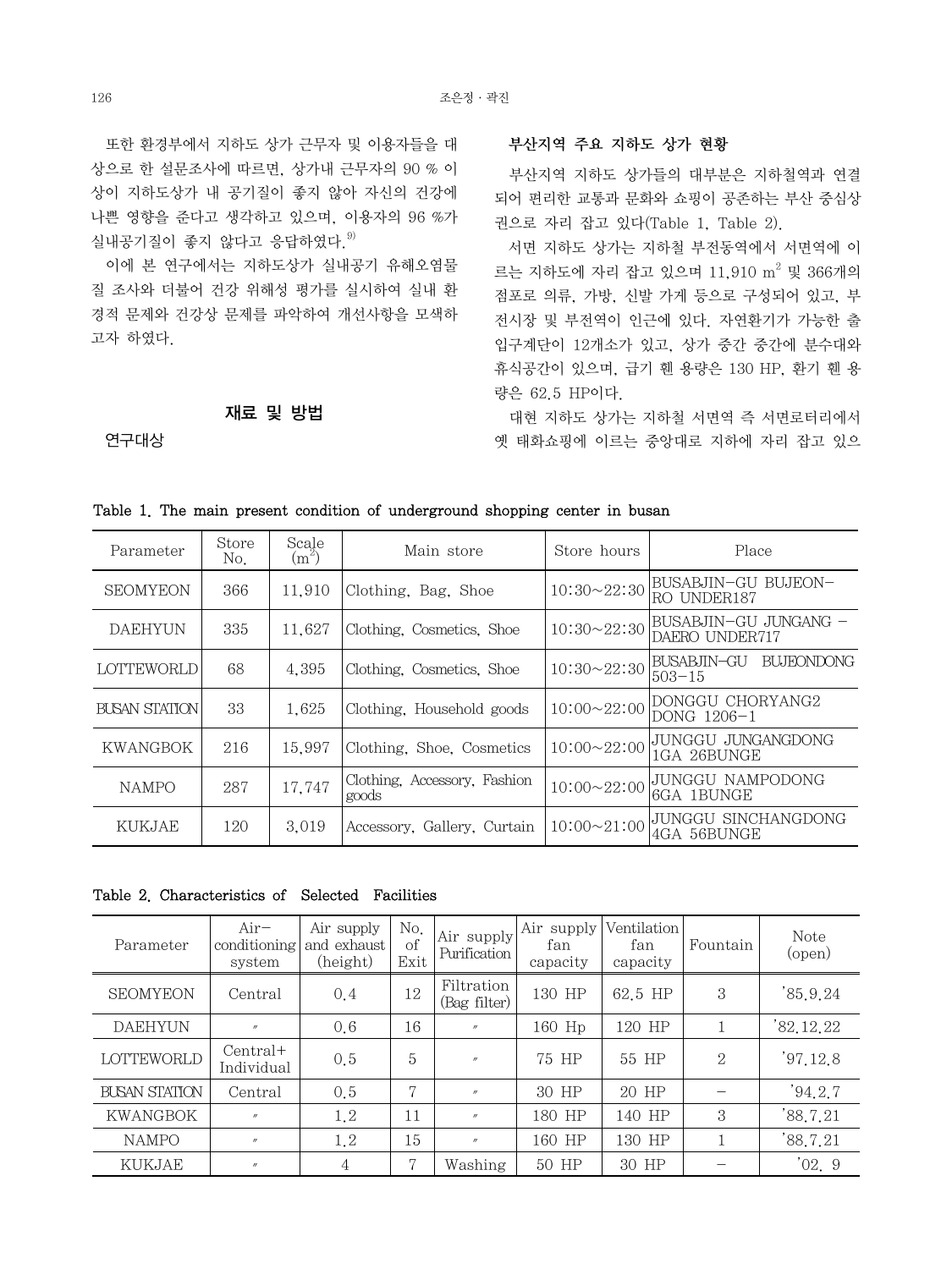또한 환경부에서 지하도 상가 근무자 및 이용자들을 대상으로 한 설문조사에 따르면, 상가내 근무자의 90 % 이상이 지하도상가 내 공기질이 좋지 않아 자신의 건강에 나쁜 영향을 준다고 생각하고 있으며, 이용자의 96 %가 실내공기질이 좋지 않다고 응답하였다.[9]

이에 본 연구에서는 지하도상가 실내공기 유해오염물질 조사와 더불어 건강 위해성 평가를 실시하여 실내 환경적 문제와 건강상 문제를 파악하여 개선사항을 모색하고자 하였다.

## 재료 및 방법

### 연구대상

#### 부산지역 주요 지하도 상가 현황

부산지역 지하도 상가들의 대부분은 지하철역과 연결되어 편리한 교통과 문화와 쇼핑이 공존하는 부산 중심상권으로 자리 잡고 있다(Table 1, Table 2).

서면 지하도 상가는 지하철 부전동역에서 서면역에 이르는 지하도에 자리 잡고 있으며 11,910 $m^2$ 및 366개의 점포로 의류, 가방, 신발 가게 등으로 구성되어 있고, 부전시장 및 부전역이 인근에 있다. 자연환기가 가능한 출입구계단이 12개소가 있고, 상가 중간 중간에 분수대와 휴식공간이 있으며, 급기 휀 용량은 130 HP, 환기 휀 용량은 62.5 HP이다.

대현 지하도 상가는 지하철 서면역 즉 서면로터리에서 옛 태화쇼핑에 이르는 중앙대로 지하에 자리 잡고 있으

Table 1. The main present condition of underground shopping center in busan

| Parameter | Store No. | Scale ($m^2$) | Main store | Store hours | Place |
|---|---|---|---|---|---|
| SEOMYEON | 366 | 11,910 | Clothing, Bag, Shoe | 10:30~22:30 | BUSABJIN-GU BUJEON-RO UNDER187 |
| DAEHYUN | 335 | 11,627 | Clothing, Cosmetics, Shoe | 10:30~22:30 | BUSABJIN-GU JUNGANG - DAERO UNDER717 |
| LOTTEWORLD | 68 | 4,395 | Clothing, Cosmetics, Shoe | 10:30~22:30 | BUSABJIN-GU BUJEONDONG 503-15 |
| BUSAN STATION | 33 | 1,625 | Clothing, Household goods | 10:00~22:00 | DONGGU CHORYANG2 DONG 1206-1 |
| KWANGBOK | 216 | 15,997 | Clothing, Shoe, Cosmetics | 10:00~22:00 | JUNGGU JUNGANGDONG 1GA 26BUNGE |
| NAMPO | 287 | 17,747 | Clothing, Accessory, Fashion goods | 10:00~22:00 | JUNGGU NAMPODONG 6GA 1BUNGE |
| KUKJAE | 120 | 3,019 | Accessory, Gallery, Curtain | 10:00~21:00 | JUNGGU SINCHANGDONG 4GA 56BUNGE |

Table 2. Characteristics of Selected Facilities

| Parameter | Air-conditioning system | Air supply and exhaust (height) | No. of Exit | Air supply Purification | Air supply fan capacity | Ventilation fan capacity | Fountain | Note (open) |
|---|---|---|---|---|---|---|---|---|
| SEOMYEON | Central | 0.4 | 12 | Filtration (Bag filter) | 130 HP | 62.5 HP | 3 | '85.9.24 |
| DAEHYUN | 〃 | 0.6 | 16 | 〃 | 160 Hp | 120 HP | 1 | '82.12.22 |
| LOTTEWORLD | Central+ Individual | 0.5 | 5 | 〃 | 75 HP | 55 HP | 2 | '97.12.8 |
| BUSAN STATION | Central | 0.5 | 7 | 〃 | 30 HP | 20 HP | - | '94.2.7 |
| KWANGBOK | 〃 | 1.2 | 11 | 〃 | 180 HP | 140 HP | 3 | '88.7.21 |
| NAMPO | 〃 | 1.2 | 15 | 〃 | 160 HP | 130 HP | 1 | '88.7.21 |
| KUKJAE | 〃 | 4 | 7 | Washing | 50 HP | 30 HP | - | '02. 9 |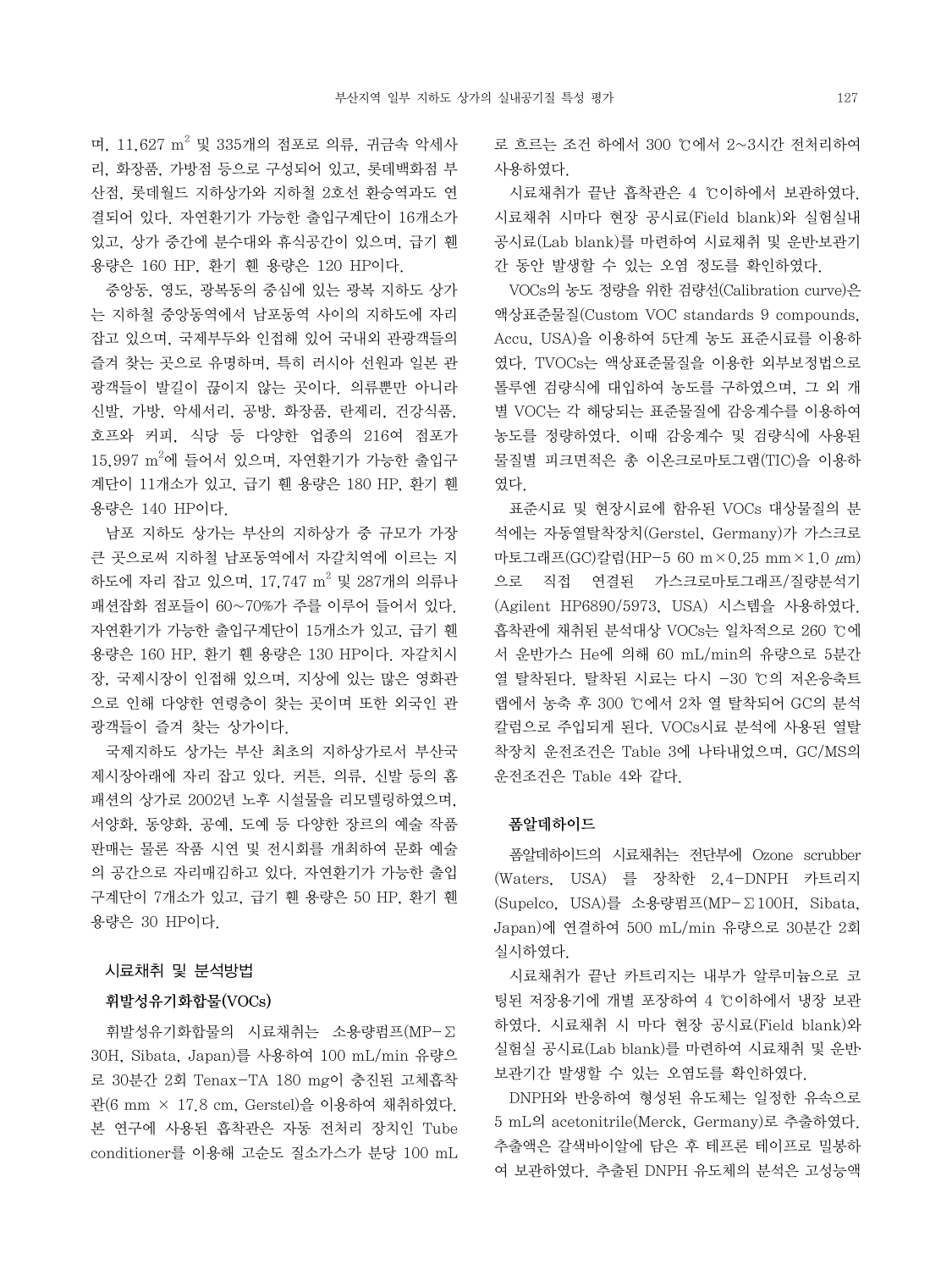며, 11,627 $m^2$ 및 335개의 점포로 의류, 귀금속 악세사리, 화장품, 가방점 등으로 구성되어 있고, 롯데백화점 부산점, 롯데월드 지하상가와 지하철 2호선 환승역과도 연결되어 있다. 자연환기가 가능한 출입구계단이 16개소가 있고, 상가 중간에 분수대와 휴식공간이 있으며, 급기 휀 용량은 160 HP, 환기 휀 용량은 120 HP이다.

중앙동, 영도, 광복동의 중심에 있는 광복 지하도 상가는 지하철 중앙동역에서 남포동역 사이의 지하도에 자리 잡고 있으며, 국제부두와 인접해 있어 국내외 관광객들의 즐겨 찾는 곳으로 유명하며, 특히 러시아 선원과 일본 관광객들이 발길이 끊이지 않는 곳이다. 의류뿐만 아니라 신발, 가방, 악세서리, 공방, 화장품, 란제리, 건강식품, 호프와 커피, 식당 등 다양한 업종의 216여 점포가 15,997 $m^2$에 들어서 있으며, 자연환기가 가능한 출입구계단이 11개소가 있고, 급기 휀 용량은 180 HP, 환기 휀 용량은 140 HP이다.

남포 지하도 상가는 부산의 지하상가 중 규모가 가장 큰 곳으로써 지하철 남포동역에서 자갈치역에 이르는 지하도에 자리 잡고 있으며, 17,747 $m^2$ 및 287개의 의류나 패션잡화 점포들이 60~70%가 주를 이루어 들어서 있다. 자연환기가 가능한 출입구계단이 15개소가 있고, 급기 휀 용량은 160 HP, 환기 휀 용량은 130 HP이다. 자갈치시장, 국제시장이 인접해 있으며, 지상에 있는 많은 영화관으로 인해 다양한 연령층이 찾는 곳이며 또한 외국인 관광객들이 즐겨 찾는 상가이다.

국제지하도 상가는 부산 최초의 지하상가로서 부산국제시장아래에 자리 잡고 있다. 커튼, 의류, 신발 등의 홈패션의 상가로 2002년 노후 시설물을 리모델링하였으며, 서양화, 동양화, 공예, 도예 등 다양한 장르의 예술 작품 판매는 물론 작품 시연 및 전시회를 개최하여 문화 예술의 공간으로 자리매김하고 있다. 자연환기가 가능한 출입구계단이 7개소가 있고, 급기 휀 용량은 50 HP, 환기 휀 용량은 30 HP이다.

## 시료채취 및 분석방법

### 휘발성유기화합물(VOCs)

휘발성유기화합물의 시료채취는 소용량펌프(MP-Σ30H, Sibata, Japan)를 사용하여 100 mL/min 유량으로 30분간 2회 Tenax-TA 180 mg이 충진된 고체흡착관(6 mm × 17.8 cm, Gerstel)을 이용하여 채취하였다. 본 연구에 사용된 흡착관은 자동 전처리 장치인 Tube conditioner를 이용해 고순도 질소가스가 분당 100 mL로 흐르는 조건 하에서 300 ℃에서 2~3시간 전처리하여 사용하였다.

시료채취가 끝난 흡착관은 4 ℃이하에서 보관하였다. 시료채취 시마다 현장 공시료(Field blank)와 실험실내 공시료(Lab blank)를 마련하여 시료채취 및 운반·보관기간 동안 발생할 수 있는 오염 정도를 확인하였다.

VOCs의 농도 정량을 위한 검량선(Calibration curve)은 액상표준물질(Custom VOC standards 9 compounds, Accu, USA)을 이용하여 5단계 농도 표준시료를 이용하였다. TVOCs는 액상표준물질을 이용한 외부보정법으로 톨루엔 검량식에 대입하여 농도를 구하였으며, 그 외 개별 VOC는 각 해당되는 표준물질에 감응계수를 이용하여 농도를 정량하였다. 이때 감응계수 및 검량식에 사용된 물질별 피크면적은 총 이온크로마토그램(TIC)을 이용하였다.

표준시료 및 현장시료에 함유된 VOCs 대상물질의 분석에는 자동열탈착장치(Gerstel, Germany)가 가스크로마토그래프(GC)칼럼(HP-5 60 m×0.25 mm×1.0 μm)으로 직접 연결된 가스크로마토그래프/질량분석기(Agilent HP6890/5973, USA) 시스템을 사용하였다. 흡착관에 채취된 분석대상 VOCs는 일차적으로 260 ℃에서 운반가스 He에 의해 60 mL/min의 유량으로 5분간 열 탈착된다. 탈착된 시료는 다시 -30 ℃의 저온응축트랩에서 농축 후 300 ℃에서 2차 열 탈착되어 GC의 분석 칼럼으로 주입되게 된다. VOCs시료 분석에 사용된 열탈착장치 운전조건은 Table 3에 나타내었으며, GC/MS의 운전조건은 Table 4와 같다.

### 폼알데하이드

폼알데하이드의 시료채취는 전단부에 Ozone scrubber (Waters, USA) 를 장착한 2,4-DNPH 카트리지(Supelco, USA)를 소용량펌프(MP-Σ100H, Sibata, Japan)에 연결하여 500 mL/min 유량으로 30분간 2회 실시하였다.

시료채취가 끝난 카트리지는 내부가 알루미늄으로 코팅된 저장용기에 개별 포장하여 4 ℃이하에서 냉장 보관하였다. 시료채취 시 마다 현장 공시료(Field blank)와 실험실 공시료(Lab blank)를 마련하여 시료채취 및 운반·보관기간 발생할 수 있는 오염도를 확인하였다.

DNPH와 반응하여 형성된 유도체는 일정한 유속으로 5 mL의 acetonitrile(Merck, Germany)로 추출하였다. 추출액은 갈색바이알에 담은 후 테프론 테이프로 밀봉하여 보관하였다. 추출된 DNPH 유도체의 분석은 고성능액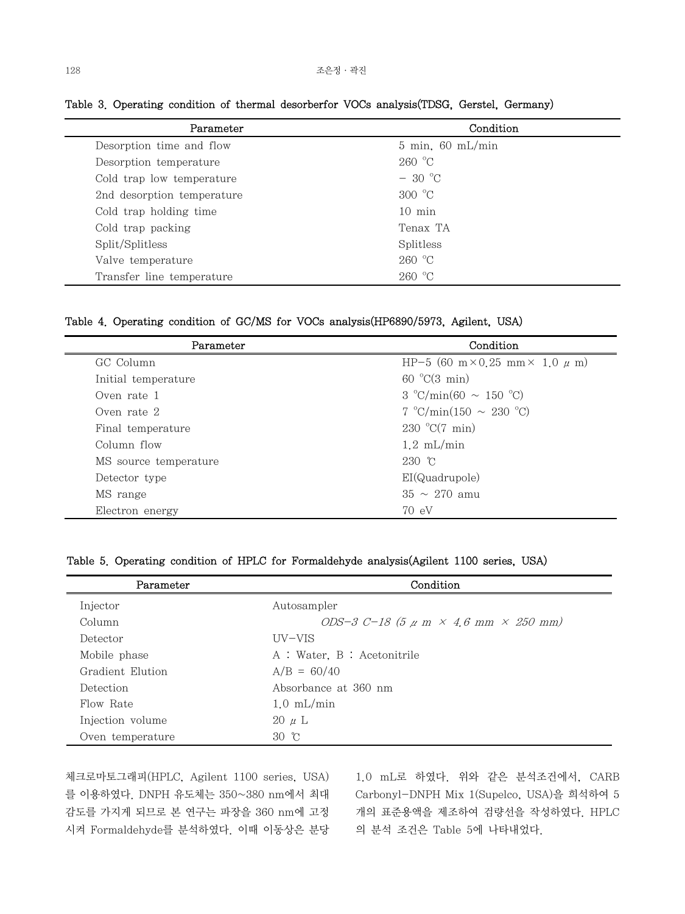Table 3. Operating condition of thermal desorberfor VOCs analysis(TDSG, Gerstel, Germany)

| Parameter | Condition |
| --- | --- |
| Desorption time and flow | 5 min, 60 mL/min |
| Desorption temperature | 260 ℃ |
| Cold trap low temperature | − 30 ℃ |
| 2nd desorption temperature | 300 ℃ |
| Cold trap holding time | 10 min |
| Cold trap packing | Tenax TA |
| Split/Splitless | Splitless |
| Valve temperature | 260 ℃ |
| Transfer line temperature | 260 ℃ |

Table 4. Operating condition of GC/MS for VOCs analysis(HP6890/5973, Agilent, USA)

| Parameter | Condition |
| --- | --- |
| GC Column | HP−5 (60 m×0.25 mm× 1.0 μ m) |
| Initial temperature | 60 ℃(3 min) |
| Oven rate 1 | 3 ℃/min(60 ~ 150 ℃) |
| Oven rate 2 | 7 ℃/min(150 ~ 230 ℃) |
| Final temperature | 230 ℃(7 min) |
| Column flow | 1.2 mL/min |
| MS source temperature | 230 ℃ |
| Detector type | EI(Quadrupole) |
| MS range | 35 ~ 270 amu |
| Electron energy | 70 eV |

Table 5. Operating condition of HPLC for Formaldehyde analysis(Agilent 1100 series, USA)

| Parameter | Condition |
| --- | --- |
| Injector | Autosampler |
| Column | *ODS−3 C−18 (5 μ m × 4.6 mm × 250 mm)* |
| Detector | UV−VIS |
| Mobile phase | A : Water, B : Acetonitrile |
| Gradient Elution | A/B = 60/40 |
| Detection | Absorbance at 360 nm |
| Flow Rate | 1.0 mL/min |
| Injection volume | 20 μ L |
| Oven temperature | 30 ℃ |

체크로마토그래피(HPLC, Agilent 1100 series, USA)를 이용하였다. DNPH 유도체는 350~380 nm에서 최대 감도를 가지게 되므로 본 연구는 파장을 360 nm에 고정시켜 Formaldehyde를 분석하였다. 이때 이동상은 분당 1.0 mL로 하였다. 위와 같은 분석조건에서, CARB Carbonyl−DNPH Mix 1(Supelco, USA)을 희석하여 5개의 표준용액을 제조하여 검량선을 작성하였다. HPLC의 분석 조건은 Table 5에 나타내었다.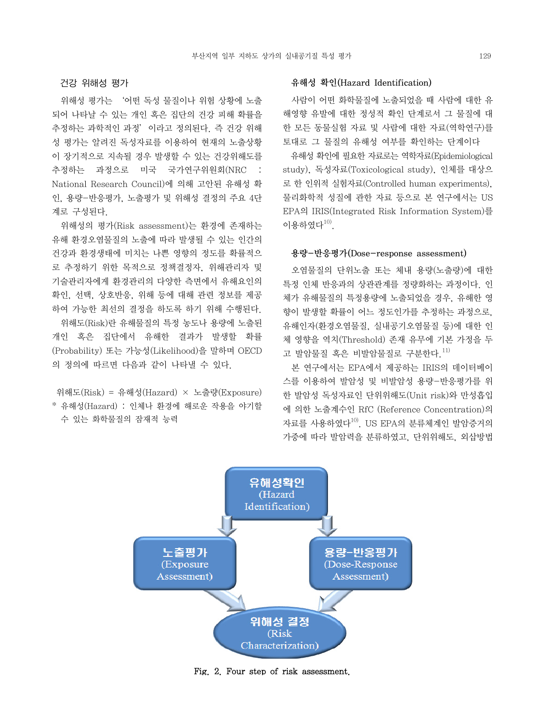### 건강 위해성 평가

위해성 평가는 '어떤 독성 물질이나 위험 상황에 노출되어 나타날 수 있는 개인 혹은 집단의 건강 피해 확률을 추정하는 과학적인 과정' 이라고 정의된다. 즉 건강 위해성 평가는 알려진 독성자료를 이용하여 현재의 노출상황이 장기적으로 지속될 경우 발생할 수 있는 건강위해도를 추정하는 과정으로 미국 국가연구위원회(NRC : National Research Council)에 의해 고안된 유해성 확인, 용량-반응평가, 노출평가 및 위해성 결정의 주요 4단계로 구성된다.

위해성의 평가(Risk assessment)는 환경에 존재하는 유해 환경오염물질의 노출에 따라 발생될 수 있는 인간의 건강과 환경생태에 미치는 나쁜 영향의 정도를 확률적으로 추정하기 위한 목적으로 정책결정자, 위해관리자 및 기술관리자에게 환경관리의 다양한 측면에서 유해요인의 확인, 선택, 상호반응, 위해 등에 대해 관련 정보를 제공하여 가능한 최선의 결정을 하도록 하기 위해 수행된다.

위해도(Risk)란 유해물질의 특정 농도나 용량에 노출된 개인 혹은 집단에서 유해한 결과가 발생할 확률(Probability) 또는 가능성(Likelihood)을 말하며 OECD의 정의에 따르면 다음과 같이 나타낼 수 있다.

위해도(Risk) = 유해성(Hazard) × 노출량(Exposure)

* 유해성(Hazard) : 인체나 환경에 해로운 작용을 야기할 수 있는 화학물질의 잠재적 능력

### 유해성 확인(Hazard Identification)

사람이 어떤 화학물질에 노출되었을 때 사람에 대한 유해영향 유발에 대한 정성적 확인 단계로서 그 물질에 대한 모든 동물실험 자료 및 사람에 대한 자료(역학연구)를 토대로 그 물질의 유해성 여부를 확인하는 단계이다

유해성 확인에 필요한 자료로는 역학자료(Epidemiological study), 독성자료(Toxicological study), 인체를 대상으로 한 인위적 실험자료(Controlled human experiments), 물리화학적 성질에 관한 자료 등으로 본 연구에서는 US EPA의 IRIS(Integrated Risk Information System)를 이용하였다[10].

### 용량-반응평가(Dose-response assessment)

오염물질의 단위노출 또는 체내 용량(노출량)에 대한 특정 인체 반응과의 상관관계를 정량화하는 과정이다. 인체가 유해물질의 특정용량에 노출되었을 경우, 유해한 영향이 발생할 확률이 어느 정도인가를 추정하는 과정으로, 유해인자(환경오염물질, 실내공기오염물질 등)에 대한 인체 영향을 역치(Threshold) 존재 유무에 기본 가정을 두고 발암물질 혹은 비발암물질로 구분한다.[11]

본 연구에서는 EPA에서 제공하는 IRIS의 데이터베이스를 이용하여 발암성 및 비발암성 용량-반응평가를 위한 발암성 독성자료인 단위위해도(Unit risk)와 만성흡입에 의한 노출계수인 RfC (Reference Concentration)의 자료를 사용하였다[10]. US EPA의 분류체계인 발암증거의 가중에 따라 발암력을 분류하였고, 단위위해도, 외삽방법

Fig. 2. Four step of risk assessment.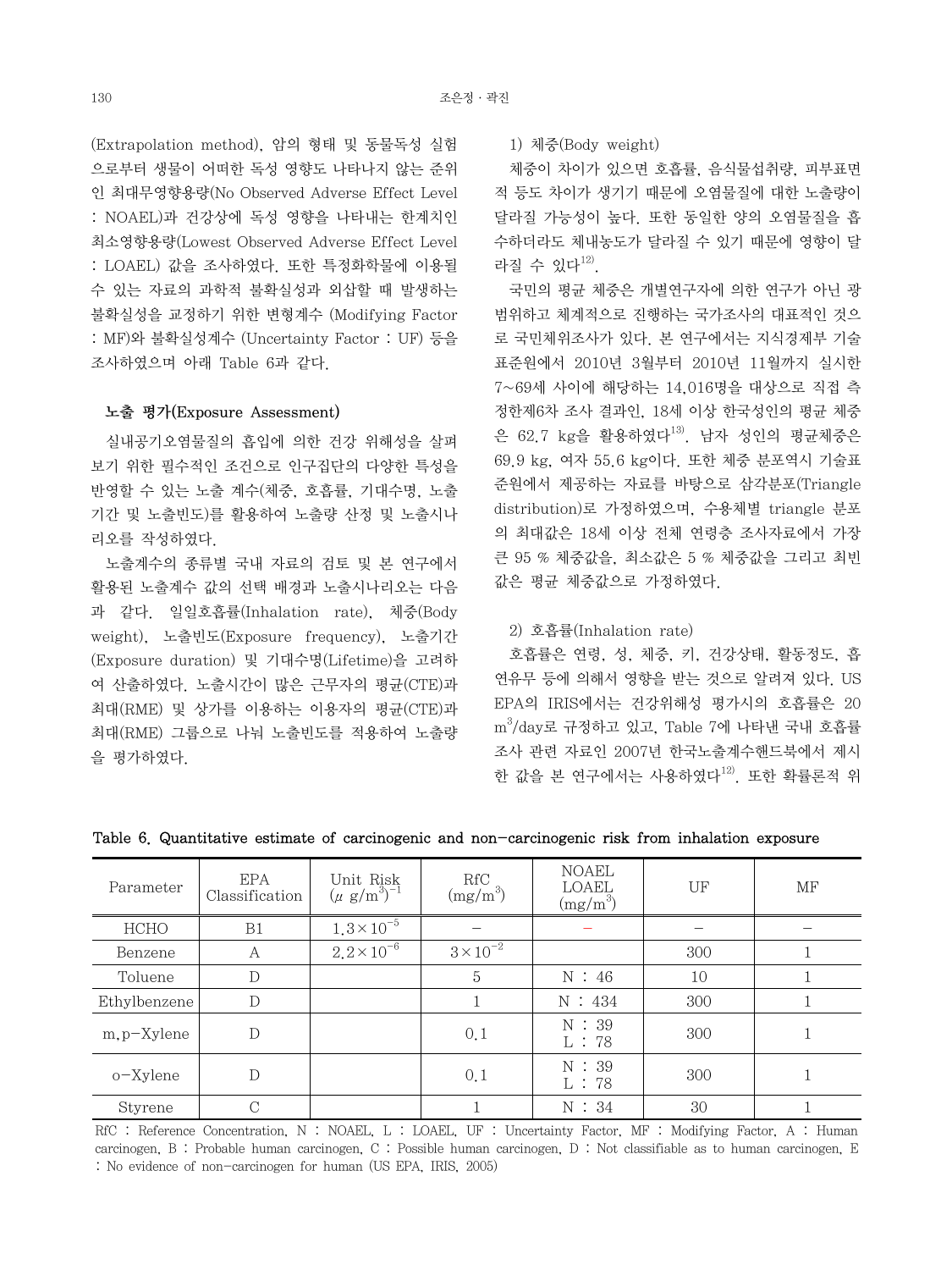(Extrapolation method), 암의 형태 및 동물독성 실험으로부터 생물이 어떠한 독성 영향도 나타나지 않는 준위인 최대무영향용량(No Observed Adverse Effect Level : NOAEL)과 건강상에 독성 영향을 나타내는 한계치인 최소영향용량(Lowest Observed Adverse Effect Level : LOAEL) 값을 조사하였다. 또한 특정화학물에 이용될 수 있는 자료의 과학적 불확실성과 외삽할 때 발생하는 불확실성을 교정하기 위한 변형계수 (Modifying Factor : MF)와 불확실성계수 (Uncertainty Factor : UF) 등을 조사하였으며 아래 Table 6과 같다.

### 노출 평가(Exposure Assessment)

실내공기오염물질의 흡입에 의한 건강 위해성을 살펴보기 위한 필수적인 조건으로 인구집단의 다양한 특성을 반영할 수 있는 노출 계수(체중, 호흡률, 기대수명, 노출기간 및 노출빈도)를 활용하여 노출량 산정 및 노출시나리오를 작성하였다.

노출계수의 종류별 국내 자료의 검토 및 본 연구에서 활용된 노출계수 값의 선택 배경과 노출시나리오는 다음과 같다. 일일호흡률(Inhalation rate), 체중(Body weight), 노출빈도(Exposure frequency), 노출기간(Exposure duration) 및 기대수명(Lifetime)을 고려하여 산출하였다. 노출시간이 많은 근무자의 평균(CTE)과 최대(RME) 및 상가를 이용하는 이용자의 평균(CTE)과 최대(RME) 그룹으로 나눠 노출빈도를 적용하여 노출량을 평가하였다.

1) 체중(Body weight)

체중이 차이가 있으면 호흡률, 음식물섭취량, 피부표면적 등도 차이가 생기기 때문에 오염물질에 대한 노출량이 달라질 가능성이 높다. 또한 동일한 양의 오염물질을 흡수하더라도 체내농도가 달라질 수 있기 때문에 영향이 달라질 수 있다[12].

국민의 평균 체중은 개별연구자에 의한 연구가 아닌 광범위하고 체계적으로 진행하는 국가조사의 대표적인 것으로 국민체위조사가 있다. 본 연구에서는 지식경제부 기술표준원에서 2010년 3월부터 2010년 11월까지 실시한 7~69세 사이에 해당하는 14,016명을 대상으로 직접 측정한제6차 조사 결과인, 18세 이상 한국성인의 평균 체중은 62.7 kg을 활용하였다[13]. 남자 성인의 평균체중은 69.9 kg, 여자 55.6 kg이다. 또한 체중 분포역시 기술표준원에서 제공하는 자료를 바탕으로 삼각분포(Triangle distribution)로 가정하였으며, 수용체별 triangle 분포의 최대값은 18세 이상 전체 연령층 조사자료에서 가장 큰 95 % 체중값을, 최소값은 5 % 체중값을 그리고 최빈값은 평균 체중값으로 가정하였다.

2) 호흡률(Inhalation rate)

호흡률은 연령, 성, 체중, 키, 건강상태, 활동정도, 흡연유무 등에 의해서 영향을 받는 것으로 알려져 있다. US EPA의 IRIS에서는 건강위해성 평가시의 호흡률은 20 $m^3$/day로 규정하고 있고, Table 7에 나타낸 국내 호흡률 조사 관련 자료인 2007년 한국노출계수핸드북에서 제시한 값을 본 연구에서는 사용하였다[12]. 또한 확률론적 위

**Table 6. Quantitative estimate of carcinogenic and non-carcinogenic risk from inhalation exposure**

| Parameter | EPA Classification | Unit Risk ($\mu$ g/$m^3$)$^{-1}$ | RfC (mg/$m^3$) | NOAEL LOAEL (mg/$m^3$) | UF | MF |
|---|---|---|---|---|---|---|
| HCHO | B1 | $1.3\times10^{-5}$ | – | – | – | – |
| Benzene | A | $2.2\times10^{-6}$ | $3\times10^{-2}$ | | 300 | 1 |
| Toluene | D | | 5 | N : 46 | 10 | 1 |
| Ethylbenzene | D | | 1 | N : 434 | 300 | 1 |
| m,p-Xylene | D | | 0.1 | N : 39<br>L : 78 | 300 | 1 |
| o-Xylene | D | | 0.1 | N : 39<br>L : 78 | 300 | 1 |
| Styrene | C | | 1 | N : 34 | 30 | 1 |

RfC : Reference Concentration, N : NOAEL, L : LOAEL, UF : Uncertainty Factor, MF : Modifying Factor, A : Human carcinogen, B : Probable human carcinogen, C : Possible human carcinogen, D : Not classifiable as to human carcinogen, E : No evidence of non-carcinogen for human (US EPA, IRIS, 2005)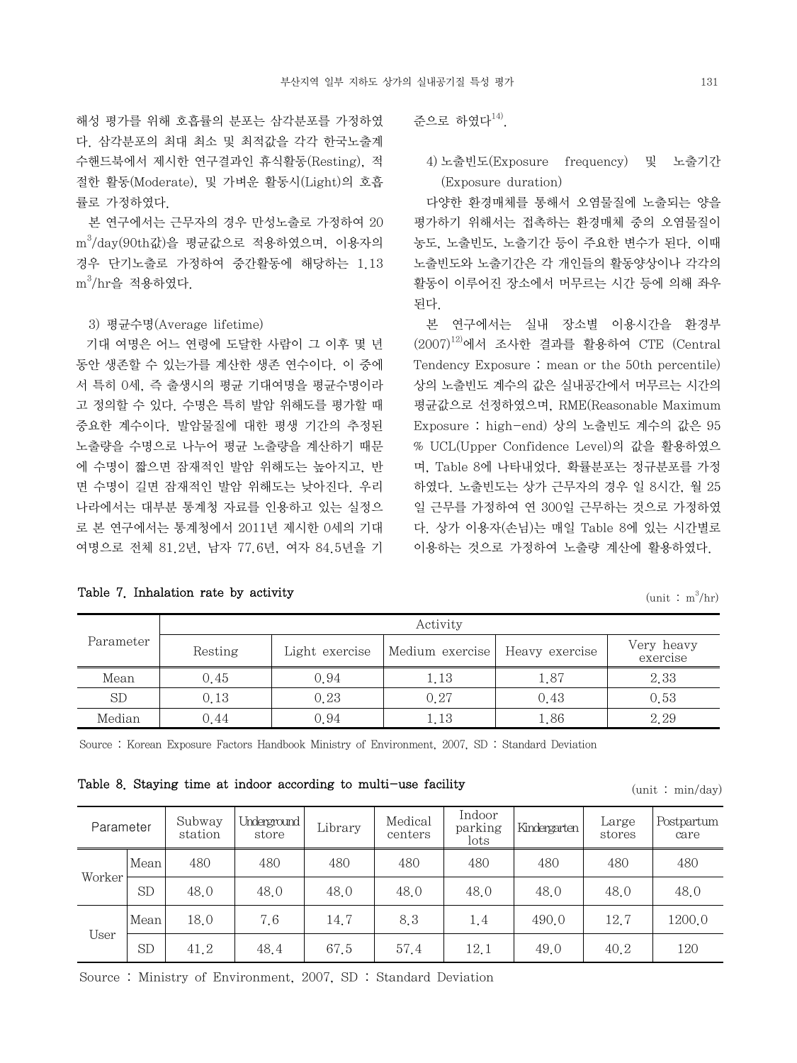해성 평가를 위해 호흡률의 분포는 삼각분포를 가정하였다. 삼각분포의 최대 최소 및 최적값을 각각 한국노출계수핸드북에서 제시한 연구결과인 휴식활동(Resting), 적절한 활동(Moderate), 및 가벼운 활동시(Light)의 호흡률로 가정하였다.

본 연구에서는 근무자의 경우 만성노출로 가정하여 20 $m^3$/day(90th값)을 평균값으로 적용하였으며, 이용자의 경우 단기노출로 가정하여 중간활동에 해당하는 1.13 $m^3$/hr을 적용하였다.

### 3) 평균수명(Average lifetime)

기대 여명은 어느 연령에 도달한 사람이 그 이후 몇 년 동안 생존할 수 있는가를 계산한 생존 연수이다. 이 중에서 특히 0세, 즉 출생시의 평균 기대여명을 평균수명이라고 정의할 수 있다. 수명은 특히 발암 위해도를 평가할 때 중요한 계수이다. 발암물질에 대한 평생 기간의 추정된 노출량을 수명으로 나누어 평균 노출량을 계산하기 때문에 수명이 짧으면 잠재적인 발암 위해도는 높아지고, 반면 수명이 길면 잠재적인 발암 위해도는 낮아진다. 우리나라에서는 대부분 통계청 자료를 인용하고 있는 실정으로 본 연구에서는 통계청에서 2011년 제시한 0세의 기대여명으로 전체 81.2년, 남자 77.6년, 여자 84.5년을 기준으로 하였다[14].

### 4) 노출빈도(Exposure frequency) 및 노출기간(Exposure duration)

다양한 환경매체를 통해서 오염물질에 노출되는 양을 평가하기 위해서는 접촉하는 환경매체 중의 오염물질이 농도, 노출빈도, 노출기간 등이 주요한 변수가 된다. 이때 노출빈도와 노출기간은 각 개인들의 활동양상이나 각각의 활동이 이루어진 장소에서 머무르는 시간 등에 의해 좌우된다.

본 연구에서는 실내 장소별 이용시간을 환경부(2007)[12]에서 조사한 결과를 활용하여 CTE (Central Tendency Exposure : mean or the 50th percentile) 상의 노출빈도 계수의 값은 실내공간에서 머무르는 시간의 평균값으로 선정하였으며, RME(Reasonable Maximum Exposure : high-end) 상의 노출빈도 계수의 값은 95 % UCL(Upper Confidence Level)의 값을 활용하였으며, Table 8에 나타내었다. 확률분포는 정규분포를 가정하였다. 노출빈도는 상가 근무자의 경우 일 8시간, 월 25일 근무를 가정하여 연 300일 근무하는 것으로 가정하였다. 상가 이용자(손님)는 매일 Table 8에 있는 시간별로 이용하는 것으로 가정하여 노출량 계산에 활용하였다.

**Table 7. Inhalation rate by activity** (unit : $m^3$/hr)

| Parameter | Activity | | | | |
|---|---|---|---|---|---|
| | Resting | Light exercise | Medium exercise | Heavy exercise | Very heavy exercise |
| Mean | 0.45 | 0.94 | 1.13 | 1.87 | 2.33 |
| SD | 0.13 | 0.23 | 0.27 | 0.43 | 0.53 |
| Median | 0.44 | 0.94 | 1.13 | 1.86 | 2.29 |

Source : Korean Exposure Factors Handbook Ministry of Environment, 2007, SD : Standard Deviation

**Table 8. Staying time at indoor according to multi-use facility** (unit : min/day)

| Parameter | | Subway station | Underground store | Library | Medical centers | Indoor parking lots | Kindergarten | Large stores | Postpartum care |
|---|---|---|---|---|---|---|---|---|---|
| Worker | Mean | 480 | 480 | 480 | 480 | 480 | 480 | 480 | 480 |
| | SD | 48.0 | 48.0 | 48.0 | 48.0 | 48.0 | 48.0 | 48.0 | 48.0 |
| User | Mean | 18.0 | 7.6 | 14.7 | 8.3 | 1.4 | 490.0 | 12.7 | 1200.0 |
| | SD | 41.2 | 48.4 | 67.5 | 57.4 | 12.1 | 49.0 | 40.2 | 120 |

Source : Ministry of Environment, 2007, SD : Standard Deviation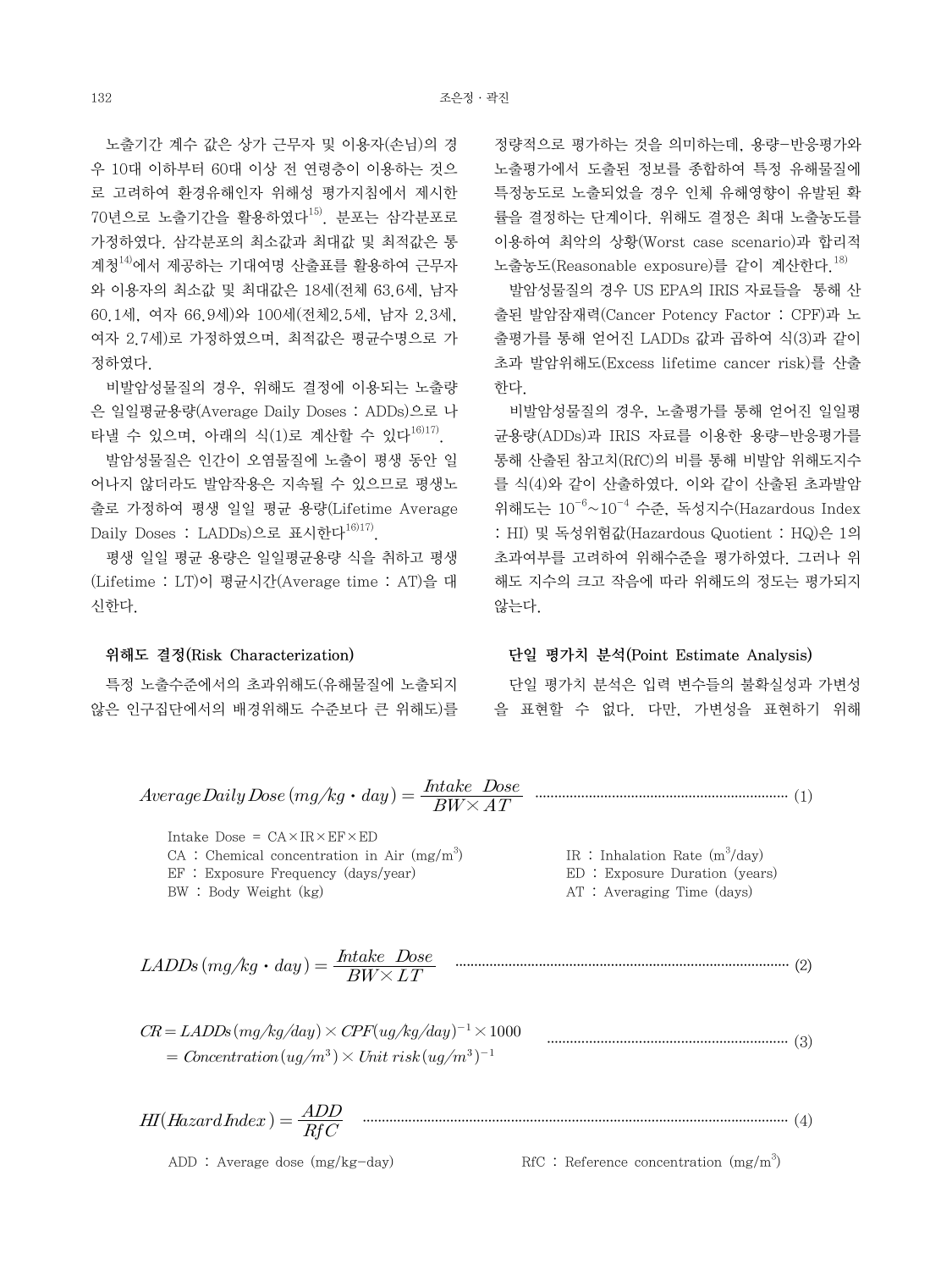노출기간 계수 값은 상가 근무자 및 이용자(손님)의 경우 10대 이하부터 60대 이상 전 연령층이 이용하는 것으로 고려하여 환경유해인자 위해성 평가지침에서 제시한 70년으로 노출기간을 활용하였다[15]. 분포는 삼각분포로 가정하였다. 삼각분포의 최소값과 최대값 및 최적값은 통계청[14]에서 제공하는 기대여명 산출표를 활용하여 근무자와 이용자의 최소값 및 최대값은 18세(전체 63.6세, 남자 60.1세, 여자 66.9세)와 100세(전체2.5세, 남자 2.3세, 여자 2.7세)로 가정하였으며, 최적값은 평균수명으로 가정하였다.

비발암성물질의 경우, 위해도 결정에 이용되는 노출량은 일일평균용량(Average Daily Doses : ADDs)으로 나타낼 수 있으며, 아래의 식(1)로 계산할 수 있다[16,17].

발암성물질은 인간이 오염물질에 노출이 평생 동안 일어나지 않더라도 발암작용은 지속될 수 있으므로 평생노출로 가정하여 평생 일일 평균 용량(Lifetime Average Daily Doses : LADDs)으로 표시한다[16,17].

평생 일일 평균 용량은 일일평균용량 식을 취하고 평생(Lifetime : LT)이 평균시간(Average time : AT)을 대신한다.

### 위해도 결정(Risk Characterization)

특정 노출수준에서의 초과위해도(유해물질에 노출되지 않은 인구집단에서의 배경위해도 수준보다 큰 위해도)를 정량적으로 평가하는 것을 의미하는데, 용량-반응평가와 노출평가에서 도출된 정보를 종합하여 특정 유해물질에 특정농도로 노출되었을 경우 인체 유해영향이 유발된 확률을 결정하는 단계이다. 위해도 결정은 최대 노출농도를 이용하여 최악의 상황(Worst case scenario)과 합리적 노출농도(Reasonable exposure)를 같이 계산한다.[18]

발암성물질의 경우 US EPA의 IRIS 자료들을 통해 산출된 발암잠재력(Cancer Potency Factor : CPF)과 노출평가를 통해 얻어진 LADDs 값과 곱하여 식(3)과 같이 초과 발암위해도(Excess lifetime cancer risk)를 산출한다.

비발암성물질의 경우, 노출평가를 통해 얻어진 일일평균용량(ADDs)과 IRIS 자료를 이용한 용량-반응평가를 통해 산출된 참고치(RfC)의 비를 통해 비발암 위해도지수를 식(4)와 같이 산출하였다. 이와 같이 산출된 초과발암위해도는 $10^{-6}$~$10^{-4}$ 수준, 독성지수(Hazardous Index : HI) 및 독성위험값(Hazardous Quotient : HQ)은 1의 초과여부를 고려하여 위해수준을 평가하였다. 그러나 위해도 지수의 크고 작음에 따라 위해도의 정도는 평가되지 않는다.

### 단일 평가치 분석(Point Estimate Analysis)

단일 평가치 분석은 입력 변수들의 불확실성과 가변성을 표현할 수 없다. 다만, 가변성을 표현하기 위해

$$Average\,Daily\,Dose\,(mg/kg \cdot day) = \frac{Intake\ \ Dose}{BW \times AT} \quad \cdots\cdots (1)$$

Intake Dose = CA×IR×EF×ED

CA : Chemical concentration in Air ($mg/m^3$)
IR : Inhalation Rate ($m^3$/day)
EF : Exposure Frequency (days/year)
ED : Exposure Duration (years)
BW : Body Weight (kg)
AT : Averaging Time (days)

$$LADDs\,(mg/kg \cdot day) = \frac{Intake\ \ Dose}{BW \times LT} \quad \cdots\cdots (2)$$

$$\begin{aligned} CR &= LADDs\,(mg/kg/day) \times CPF(ug/kg/day)^{-1} \times 1000 \\ &= Concentration\,(ug/m^3) \times Unit\ risk\,(ug/m^3)^{-1} \end{aligned} \quad \cdots\cdots (3)$$

$$HI(Hazard\,Index) = \frac{ADD}{RfC} \quad \cdots\cdots (4)$$

ADD : Average dose (mg/kg-day)
RfC : Reference concentration ($mg/m^3$)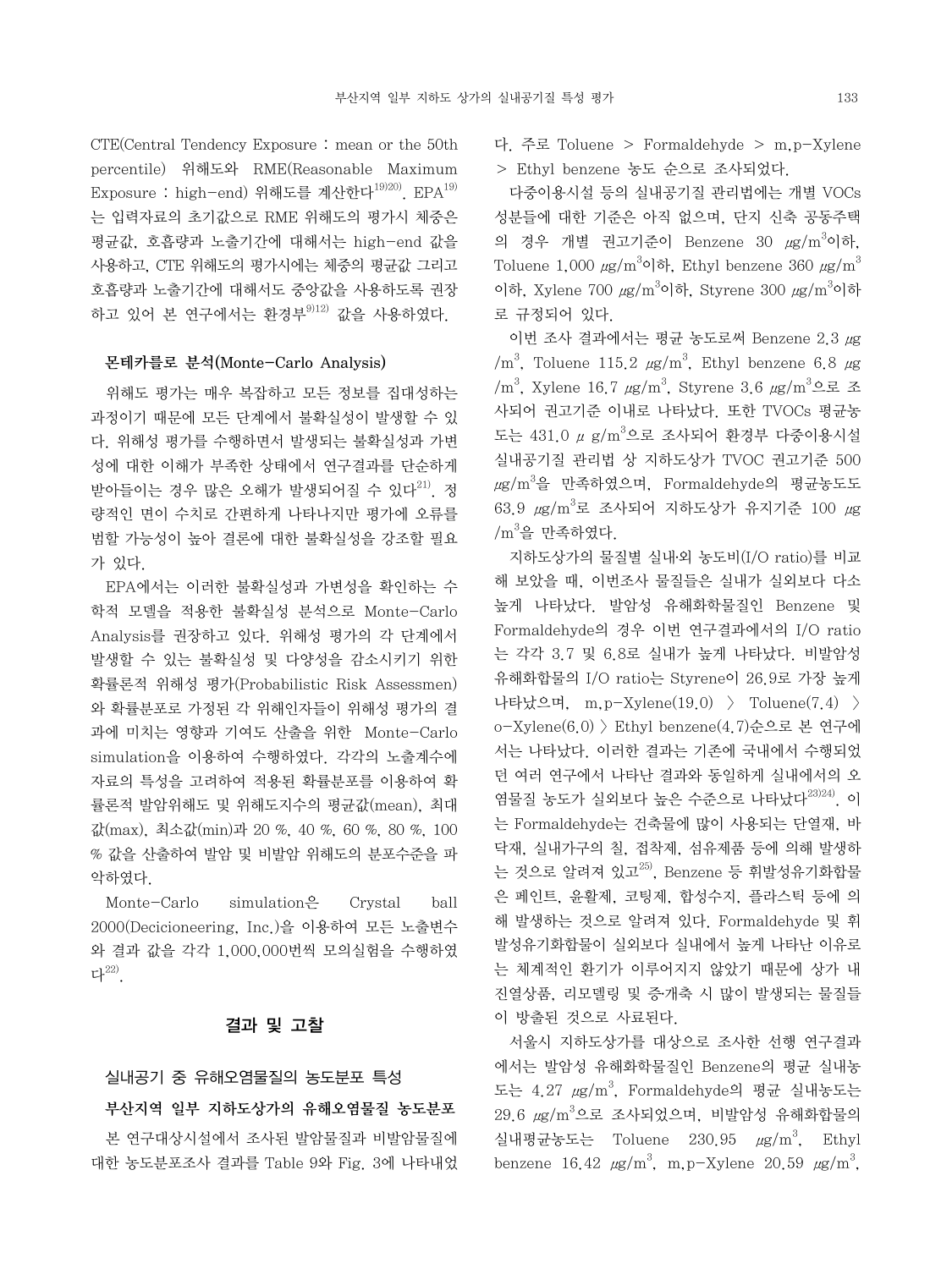CTE(Central Tendency Exposure : mean or the 50th percentile) 위해도와 RME(Reasonable Maximum Exposure : high-end) 위해도를 계산한다[19)20)]. EPA[19)]는 입력자료의 초기값으로 RME 위해도의 평가시 체중은 평균값, 호흡량과 노출기간에 대해서는 high-end 값을 사용하고, CTE 위해도의 평가시에는 체중의 평균값 그리고 호흡량과 노출기간에 대해서도 중앙값을 사용하도록 권장하고 있어 본 연구에서는 환경부[9)12)] 값을 사용하였다.

### 몬테카를로 분석(Monte-Carlo Analysis)

위해도 평가는 매우 복잡하고 모든 정보를 집대성하는 과정이기 때문에 모든 단계에서 불확실성이 발생할 수 있다. 위해성 평가를 수행하면서 발생되는 불확실성과 가변성에 대한 이해가 부족한 상태에서 연구결과를 단순하게 받아들이는 경우 많은 오해가 발생되어질 수 있다[21)]. 정량적인 면이 수치로 간편하게 나타나지만 평가에 오류를 범할 가능성이 높아 결론에 대한 불확실성을 강조할 필요가 있다.

EPA에서는 이러한 불확실성과 가변성을 확인하는 수학적 모델을 적용한 불확실성 분석으로 Monte-Carlo Analysis를 권장하고 있다. 위해성 평가의 각 단계에서 발생할 수 있는 불확실성 및 다양성을 감소시키기 위한 확률론적 위해성 평가(Probabilistic Risk Assessmen)와 확률분포로 가정된 각 위해인자들이 위해성 평가의 결과에 미치는 영향과 기여도 산출을 위한 Monte-Carlo simulation을 이용하여 수행하였다. 각각의 노출계수에 자료의 특성을 고려하여 적용된 확률분포를 이용하여 확률론적 발암위해도 및 위해도지수의 평균값(mean), 최대값(max), 최소값(min)과 20 %, 40 %, 60 %, 80 %, 100 % 값을 산출하여 발암 및 비발암 위해도의 분포수준을 파악하였다.

Monte-Carlo simulation은 Crystal ball 2000(Decicioneering, Inc.)을 이용하여 모든 노출변수와 결과 값을 각각 1,000,000번씩 모의실험을 수행하였다[22)].

## 결과 및 고찰

### 실내공기 중 유해오염물질의 농도분포 특성

#### 부산지역 일부 지하도상가의 유해오염물질 농도분포

본 연구대상시설에서 조사된 발암물질과 비발암물질에 대한 농도분포조사 결과를 Table 9와 Fig. 3에 나타내었다. 주로 Toluene > Formaldehyde > m,p-Xylene > Ethyl benzene 농도 순으로 조사되었다.

다중이용시설 등의 실내공기질 관리법에는 개별 VOCs 성분들에 대한 기준은 아직 없으며, 단지 신축 공동주택의 경우 개별 권고기준이 Benzene 30 $\mu g/m^3$이하, Toluene 1,000 $\mu g/m^3$이하, Ethyl benzene 360 $\mu g/m^3$이하, Xylene 700 $\mu g/m^3$이하, Styrene 300 $\mu g/m^3$이하로 규정되어 있다.

이번 조사 결과에서는 평균 농도로써 Benzene 2.3 $\mu g/m^3$, Toluene 115.2 $\mu g/m^3$, Ethyl benzene 6.8 $\mu g/m^3$, Xylene 16.7 $\mu g/m^3$, Styrene 3.6 $\mu g/m^3$으로 조사되어 권고기준 이내로 나타났다. 또한 TVOCs 평균농도는 431.0 $\mu g/m^3$으로 조사되어 환경부 다중이용시설 실내공기질 관리법 상 지하도상가 TVOC 권고기준 500 $\mu g/m^3$을 만족하였으며, Formaldehyde의 평균농도도 63.9 $\mu g/m^3$로 조사되어 지하도상가 유지기준 100 $\mu g/m^3$을 만족하였다.

지하도상가의 물질별 실내·외 농도비(I/O ratio)를 비교해 보았을 때, 이번조사 물질들은 실내가 실외보다 다소 높게 나타났다. 발암성 유해화학물질인 Benzene 및 Formaldehyde의 경우 이번 연구결과에서의 I/O ratio는 각각 3.7 및 6.8로 실내가 높게 나타났다. 비발암성 유해화합물의 I/O ratio는 Styrene이 26.9로 가장 높게 나타났으며, m,p-Xylene(19.0) 〉 Toluene(7.4) 〉 o-Xylene(6.0) 〉 Ethyl benzene(4.7)순으로 본 연구에서는 나타났다. 이러한 결과는 기존에 국내에서 수행되었던 여러 연구에서 나타난 결과와 동일하게 실내에서의 오염물질 농도가 실외보다 높은 수준으로 나타났다[23)24)]. 이는 Formaldehyde는 건축물에 많이 사용되는 단열재, 바닥재, 실내가구의 칠, 접착제, 섬유제품 등에 의해 발생하는 것으로 알려져 있고[25)], Benzene 등 휘발성유기화합물은 페인트, 윤활제, 코팅제, 합성수지, 플라스틱 등에 의해 발생하는 것으로 알려져 있다. Formaldehyde 및 휘발성유기화합물이 실외보다 실내에서 높게 나타난 이유로는 체계적인 환기가 이루어지지 않았기 때문에 상가 내 진열상품, 리모델링 및 증·개축 시 많이 발생되는 물질들이 방출된 것으로 사료된다.

서울시 지하도상가를 대상으로 조사한 선행 연구결과에서는 발암성 유해화학물질인 Benzene의 평균 실내농도는 4.27 $\mu g/m^3$, Formaldehyde의 평균 실내농도는 29.6 $\mu g/m^3$으로 조사되었으며, 비발암성 유해화합물의 실내평균농도는 Toluene 230.95 $\mu g/m^3$, Ethyl benzene 16.42 $\mu g/m^3$, m,p-Xylene 20.59 $\mu g/m^3$,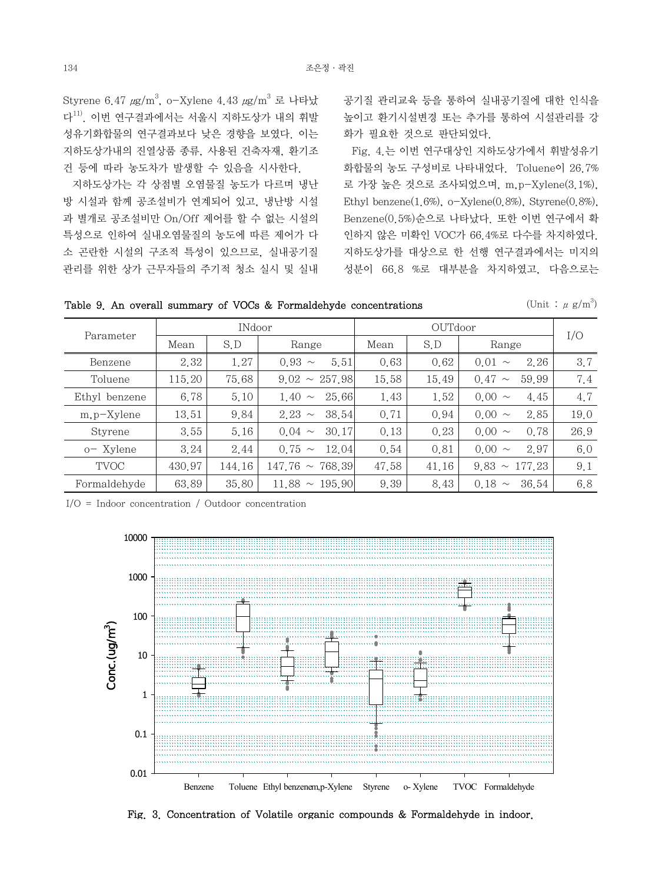Styrene 6.47 $\mu g/m^3$, o-Xylene 4.43 $\mu g/m^3$ 로 나타났다[11]. 이번 연구결과에서는 서울시 지하도상가 내의 휘발성유기화합물의 연구결과보다 낮은 경향을 보였다. 이는 지하도상가내의 진열상품 종류, 사용된 건축자재, 환기조건 등에 따라 농도차가 발생할 수 있음을 시사한다.

지하도상가는 각 상점별 오염물질 농도가 다르며 냉난방 시설과 함께 공조설비가 연계되어 있고, 냉난방 시설과 별개로 공조설비만 On/Off 제어를 할 수 없는 시설의 특성으로 인하여 실내오염물질의 농도에 따른 제어가 다소 곤란한 시설의 구조적 특성이 있으므로, 실내공기질 관리를 위한 상가 근무자들의 주기적 청소 실시 및 실내공기질 관리교육 등을 통하여 실내공기질에 대한 인식을 높이고 환기시설변경 또는 추가를 통하여 시설관리를 강화가 필요한 것으로 판단되었다.

Fig. 4.는 이번 연구대상인 지하도상가에서 휘발성유기화합물의 농도 구성비로 나타내었다. Toluene이 26.7%로 가장 높은 것으로 조사되었으며, m,p-Xylene(3.1%), Ethyl benzene(1.6%), o-Xylene(0.8%), Styrene(0.8%), Benzene(0.5%)순으로 나타났다. 또한 이번 연구에서 확인하지 않은 미확인 VOC가 66.4%로 다수를 차지하였다. 지하도상가를 대상으로 한 선행 연구결과에서는 미지의 성분이 66.8 %로 대부분을 차지하였고, 다음으로는

Table 9. An overall summary of VOCs & Formaldehyde concentrations (Unit : $\mu$ g/m$^3$)

| Parameter | INdoor | | | OUTdoor | | | I/O |
|---|---|---|---|---|---|---|---|
| | Mean | S.D | Range | Mean | S.D | Range | |
| Benzene | 2.32 | 1.27 | 0.93 ~ 5.51 | 0.63 | 0.62 | 0.01 ~ 2.26 | 3.7 |
| Toluene | 115.20 | 75.68 | 9.02 ~ 257.98 | 15.58 | 15.49 | 0.47 ~ 59.99 | 7.4 |
| Ethyl benzene | 6.78 | 5.10 | 1.40 ~ 25.66 | 1.43 | 1.52 | 0.00 ~ 4.45 | 4.7 |
| m,p-Xylene | 13.51 | 9.84 | 2.23 ~ 38.54 | 0.71 | 0.94 | 0.00 ~ 2.85 | 19.0 |
| Styrene | 3.55 | 5.16 | 0.04 ~ 30.17 | 0.13 | 0.23 | 0.00 ~ 0.78 | 26.9 |
| o- Xylene | 3.24 | 2.44 | 0.75 ~ 12.04 | 0.54 | 0.81 | 0.00 ~ 2.97 | 6.0 |
| TVOC | 430.97 | 144.16 | 147.76 ~ 768.39 | 47.58 | 41.16 | 9.83 ~ 177.23 | 9.1 |
| Formaldehyde | 63.89 | 35.80 | 11.88 ~ 195.90 | 9.39 | 8.43 | 0.18 ~ 36.54 | 6.8 |

I/O = Indoor concentration / Outdoor concentration

Fig. 3. Concentration of Volatile organic compounds & Formaldehyde in indoor.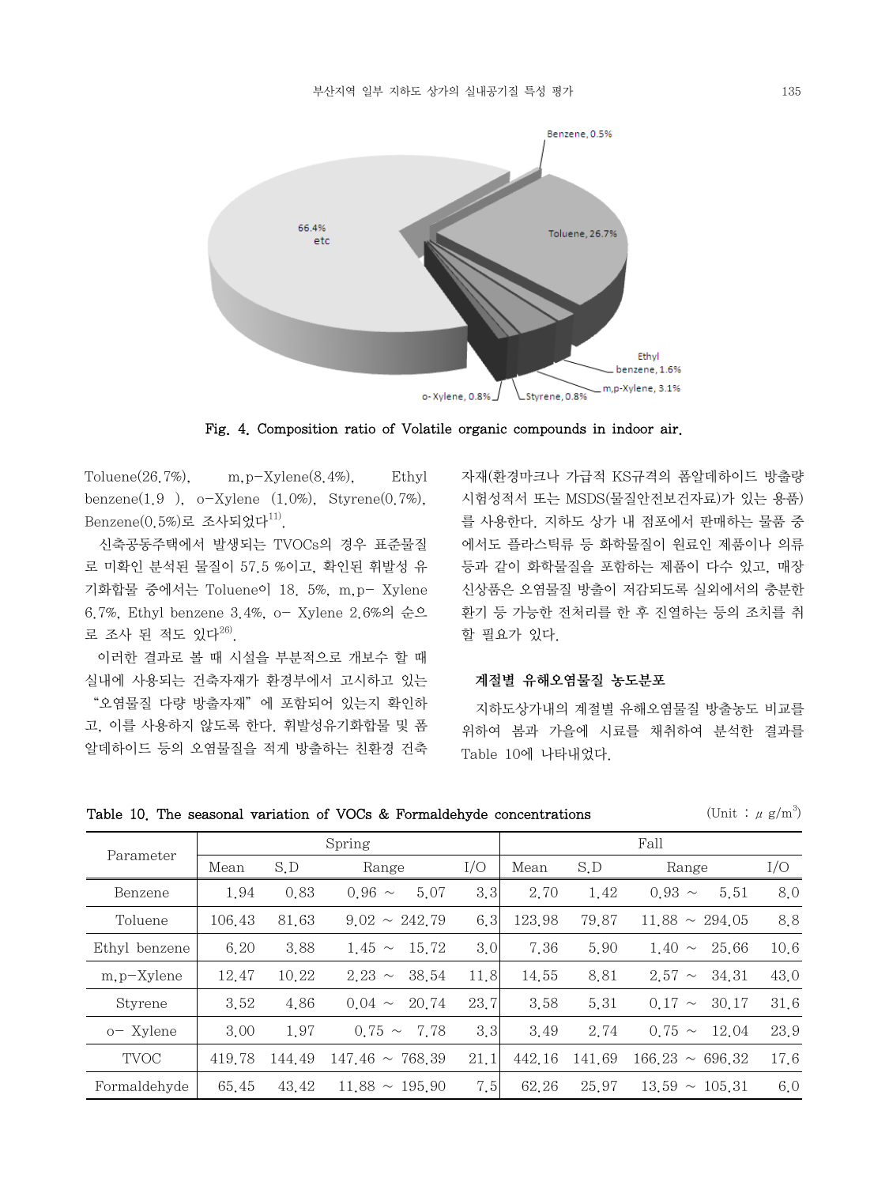Fig. 4. Composition ratio of Volatile organic compounds in indoor air.

Toluene(26.7%), m,p-Xylene(8.4%), Ethyl benzene(1.9 ), o-Xylene (1.0%), Styrene(0.7%), Benzene(0.5%)로 조사되었다[11].

신축공동주택에서 발생되는 TVOCs의 경우 표준물질로 미확인 분석된 물질이 57.5 %이고, 확인된 휘발성 유기화합물 중에서는 Toluene이 18. 5%, m,p- Xylene 6.7%, Ethyl benzene 3.4%, o- Xylene 2.6%의 순으로 조사 된 적도 있다[26].

이러한 결과로 볼 때 시설을 부분적으로 개보수 할 때 실내에 사용되는 건축자재가 환경부에서 고시하고 있는 "오염물질 다량 방출자재" 에 포함되어 있는지 확인하고, 이를 사용하지 않도록 한다. 휘발성유기화합물 및 폼알데하이드 등의 오염물질을 적게 방출하는 친환경 건축자재(환경마크나 가급적 KS규격의 폼알데하이드 방출량 시험성적서 또는 MSDS(물질안전보건자료)가 있는 용품)를 사용한다. 지하도 상가 내 점포에서 판매하는 물품 중에서도 플라스틱류 등 화학물질이 원료인 제품이나 의류 등과 같이 화학물질을 포함하는 제품이 다수 있고, 매장 신상품은 오염물질 방출이 저감되도록 실외에서의 충분한 환기 등 가능한 전처리를 한 후 진열하는 등의 조치를 취할 필요가 있다.

### 계절별 유해오염물질 농도분포

지하도상가내의 계절별 유해오염물질 방출농도 비교를 위하여 봄과 가을에 시료를 채취하여 분석한 결과를 Table 10에 나타내었다.

Table 10. The seasonal variation of VOCs & Formaldehyde concentrations (Unit : $\mu$ g/m$^3$)

| Parameter | Spring | | | | Fall | | | |
|---|---|---|---|---|---|---|---|---|
| | Mean | S.D | Range | I/O | Mean | S.D | Range | I/O |
| Benzene | 1.94 | 0.83 | 0.96 ~ 5.07 | 3.3 | 2.70 | 1.42 | 0.93 ~ 5.51 | 8.0 |
| Toluene | 106.43 | 81.63 | 9.02 ~ 242.79 | 6.3 | 123.98 | 79.87 | 11.88 ~ 294.05 | 8.8 |
| Ethyl benzene | 6.20 | 3.88 | 1.45 ~ 15.72 | 3.0 | 7.36 | 5.90 | 1.40 ~ 25.66 | 10.6 |
| m,p-Xylene | 12.47 | 10.22 | 2.23 ~ 38.54 | 11.8 | 14.55 | 8.81 | 2.57 ~ 34.31 | 43.0 |
| Styrene | 3.52 | 4.86 | 0.04 ~ 20.74 | 23.7 | 3.58 | 5.31 | 0.17 ~ 30.17 | 31.6 |
| o- Xylene | 3.00 | 1.97 | 0.75 ~ 7.78 | 3.3 | 3.49 | 2.74 | 0.75 ~ 12.04 | 23.9 |
| TVOC | 419.78 | 144.49 | 147.46 ~ 768.39 | 21.1 | 442.16 | 141.69 | 166.23 ~ 696.32 | 17.6 |
| Formaldehyde | 65.45 | 43.42 | 11.88 ~ 195.90 | 7.5 | 62.26 | 25.97 | 13.59 ~ 105.31 | 6.0 |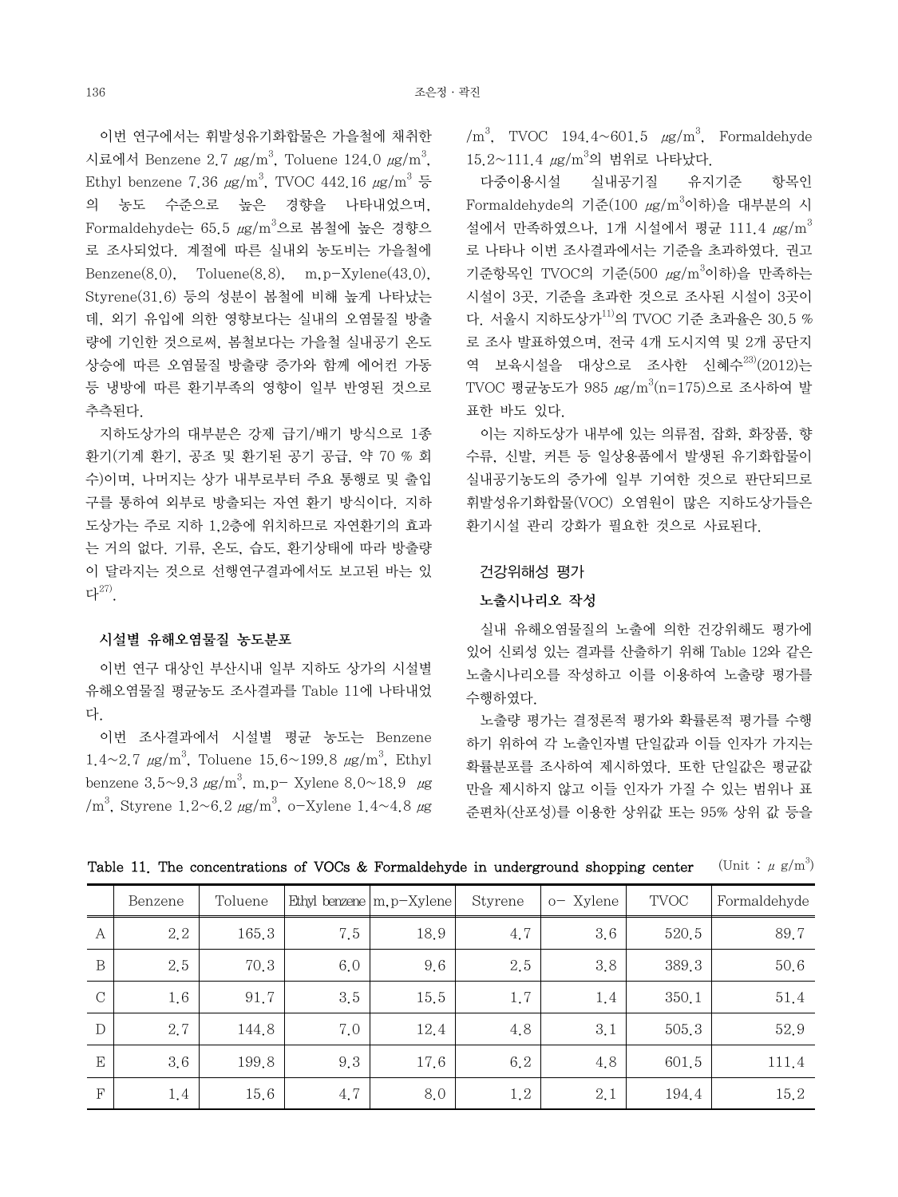이번 연구에서는 휘발성유기화합물은 가을철에 채취한 시료에서 Benzene 2.7 μg/m$^3$, Toluene 124.0 μg/m$^3$, Ethyl benzene 7.36 μg/m$^3$, TVOC 442.16 μg/m$^3$ 등의 농도 수준으로 높은 경향을 나타내었으며, Formaldehyde는 65.5 μg/m$^3$으로 봄철에 높은 경향으로 조사되었다. 계절에 따른 실내외 농도비는 가을철에 Benzene(8.0), Toluene(8.8), m,p-Xylene(43.0), Styrene(31.6) 등의 성분이 봄철에 비해 높게 나타났는데, 외기 유입에 의한 영향보다는 실내의 오염물질 방출량에 기인한 것으로써, 봄철보다는 가을철 실내공기 온도 상승에 따른 오염물질 방출량 증가와 함께 에어컨 가동 등 냉방에 따른 환기부족의 영향이 일부 반영된 것으로 추측된다.

지하도상가의 대부분은 강제 급기/배기 방식으로 1종 환기(기계 환기, 공조 및 환기된 공기 공급, 약 70 % 회수)이며, 나머지는 상가 내부로부터 주요 통행로 및 출입구를 통하여 외부로 방출되는 자연 환기 방식이다. 지하도상가는 주로 지하 1,2층에 위치하므로 자연환기의 효과는 거의 없다. 기류, 온도, 습도, 환기상태에 따라 방출량이 달라지는 것으로 선행연구결과에서도 보고된 바는 있다[27].

### 시설별 유해오염물질 농도분포

이번 연구 대상인 부산시내 일부 지하도 상가의 시설별 유해오염물질 평균농도 조사결과를 Table 11에 나타내었다.

이번 조사결과에서 시설별 평균 농도는 Benzene 1.4~2.7 μg/m$^3$, Toluene 15.6~199.8 μg/m$^3$, Ethyl benzene 3.5~9.3 μg/m$^3$, m,p- Xylene 8.0~18.9 μg/m$^3$, Styrene 1.2~6.2 μg/m$^3$, o-Xylene 1.4~4.8 μg/m$^3$, TVOC 194.4~601.5 μg/m$^3$, Formaldehyde 15.2~111.4 μg/m$^3$의 범위로 나타났다.

다중이용시설 실내공기질 유지기준 항목인 Formaldehyde의 기준(100 μg/m$^3$이하)을 대부분의 시설에서 만족하였으나, 1개 시설에서 평균 111.4 μg/m$^3$로 나타나 이번 조사결과에서는 기준을 초과하였다. 권고기준항목인 TVOC의 기준(500 μg/m$^3$이하)을 만족하는 시설이 3곳, 기준을 초과한 것으로 조사된 시설이 3곳이다. 서울시 지하도상가[11]의 TVOC 기준 초과율은 30.5 %로 조사 발표하였으며, 전국 4개 도시지역 및 2개 공단지역 보육시설을 대상으로 조사한 신혜수[23](2012)는 TVOC 평균농도가 985 μg/m$^3$(n=175)으로 조사하여 발표한 바도 있다.

이는 지하도상가 내부에 있는 의류점, 잡화, 화장품, 향수류, 신발, 커튼 등 일상용품에서 발생된 유기화합물이 실내공기농도의 증가에 일부 기여한 것으로 판단되므로 휘발성유기화합물(VOC) 오염원이 많은 지하도상가들은 환기시설 관리 강화가 필요한 것으로 사료된다.

## 건강위해성 평가

### 노출시나리오 작성

실내 유해오염물질의 노출에 의한 건강위해도 평가에 있어 신뢰성 있는 결과를 산출하기 위해 Table 12와 같은 노출시나리오를 작성하고 이를 이용하여 노출량 평가를 수행하였다.

노출량 평가는 결정론적 평가와 확률론적 평가를 수행하기 위하여 각 노출인자별 단일값과 이들 인자가 가지는 확률분포를 조사하여 제시하였다. 또한 단일값은 평균값만을 제시하지 않고 이들 인자가 가질 수 있는 범위나 표준편차(산포성)를 이용한 상위값 또는 95% 상위 값 등을

**Table 11. The concentrations of VOCs & Formaldehyde in underground shopping center** (Unit : μ g/m$^3$)

| | Benzene | Toluene | Ethyl benzene | m,p-Xylene | Styrene | o- Xylene | TVOC | Formaldehyde |
|---|---|---|---|---|---|---|---|---|
| A | 2.2 | 165.3 | 7.5 | 18.9 | 4.7 | 3.6 | 520.5 | 89.7 |
| B | 2.5 | 70.3 | 6.0 | 9.6 | 2.5 | 3.8 | 389.3 | 50.6 |
| C | 1.6 | 91.7 | 3.5 | 15.5 | 1.7 | 1.4 | 350.1 | 51.4 |
| D | 2.7 | 144.8 | 7.0 | 12.4 | 4.8 | 3.1 | 505.3 | 52.9 |
| E | 3.6 | 199.8 | 9.3 | 17.6 | 6.2 | 4.8 | 601.5 | 111.4 |
| F | 1.4 | 15.6 | 4.7 | 8.0 | 1.2 | 2.1 | 194.4 | 15.2 |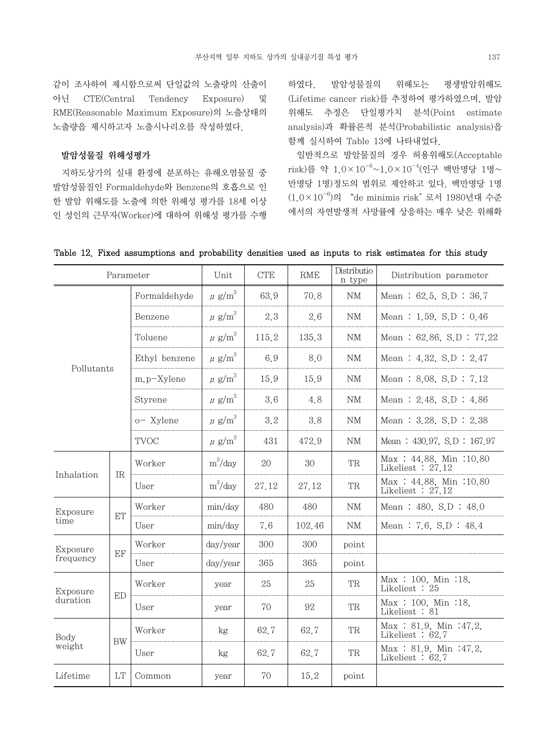같이 조사하여 제시함으로써 단일값의 노출량의 산출이 아닌 CTE(Central Tendency Exposure) 및 RME(Reasonable Maximum Exposure)의 노출상태의 노출량을 제시하고자 노출시나리오를 작성하였다.

### 발암성물질 위해성평가

지하도상가의 실내 환경에 분포하는 유해오염물질 중 발암성물질인 Formaldehyde와 Benzene의 호흡으로 인한 발암 위해도를 노출에 의한 위해성 평가를 18세 이상인 성인의 근무자(Worker)에 대하여 위해성 평가를 수행하였다. 발암성물질의 위해도는 평생발암위해도(Lifetime cancer risk)를 추정하여 평가하였으며, 발암위해도 추정은 단일평가치 분석(Point estimate analysis)과 확률론적 분석(Probabilistic analysis)을 함께 실시하여 Table 13에 나타내었다.

일반적으로 발암물질의 경우 허용위해도(Acceptable risk)를 약 $1.0\times10^{-6}$~$1.0\times10^{-4}$(인구 백만명당 1명~만명당 1명)정도의 범위로 제안하고 있다. 백만명당 1명($1.0\times10^{-6}$)의 "de minimis risk" 로서 1980년대 수준에서의 자연발생적 사망률에 상응하는 매우 낮은 위해확

**Table 12. Fixed assumptions and probability densities used as inputs to risk estimates for this study**

| Parameter | | | Unit | CTE | RME | Distribution type | Distribution parameter |
|---|---|---|---|---|---|---|---|
| Pollutants | | Formaldehyde | $\mu$ g/m$^3$ | 63.9 | 70.8 | NM | Mean : 62.5, S.D : 36.7 |
| | | Benzene | $\mu$ g/m$^3$ | 2.3 | 2.6 | NM | Mean : 1.59, S.D : 0.46 |
| | | Toluene | $\mu$ g/m$^3$ | 115.2 | 135.3 | NM | Mean : 62.86, S.D : 77.22 |
| | | Ethyl benzene | $\mu$ g/m$^3$ | 6.9 | 8.0 | NM | Mean : 4.32, S.D : 2.47 |
| | | m,p-Xylene | $\mu$ g/m$^3$ | 15.9 | 15.9 | NM | Mean : 8.08, S.D : 7.12 |
| | | Styrene | $\mu$ g/m$^3$ | 3.6 | 4.8 | NM | Mean : 2.48, S.D : 4.86 |
| | | o- Xylene | $\mu$ g/m$^3$ | 3.2 | 3.8 | NM | Mean : 3.28, S.D : 2.38 |
| | | TVOC | $\mu$ g/m$^3$ | 431 | 472.9 | NM | Mean : 430.97, S.D : 167.97 |
| Inhalation | IR | Worker | m$^3$/day | 20 | 30 | TR | Max : 44.88, Min :10.80 Likeliest : 27.12 |
| | | User | m$^3$/day | 27.12 | 27.12 | TR | Max : 44.88, Min :10.80 Likeliest : 27.12 |
| Exposure time | ET | Worker | min/day | 480 | 480 | NM | Mean : 480, S.D : 48.0 |
| | | User | min/day | 7.6 | 102.46 | NM | Mean : 7.6, S.D : 48.4 |
| Exposure frequency | EF | Worker | day/year | 300 | 300 | point | |
| | | User | day/year | 365 | 365 | point | |
| Exposure duration | ED | Worker | year | 25 | 25 | TR | Max : 100, Min :18, Likeliest : 25 |
| | | User | year | 70 | 92 | TR | Max : 100, Min :18, Likeliest : 81 |
| Body weight | BW | Worker | kg | 62.7 | 62.7 | TR | Max : 81.9, Min :47.2, Likeliest : 62.7 |
| | | User | kg | 62.7 | 62.7 | TR | Max : 81.9, Min :47.2, Likeliest : 62.7 |
| Lifetime | LT | Common | year | 70 | 15.2 | point | |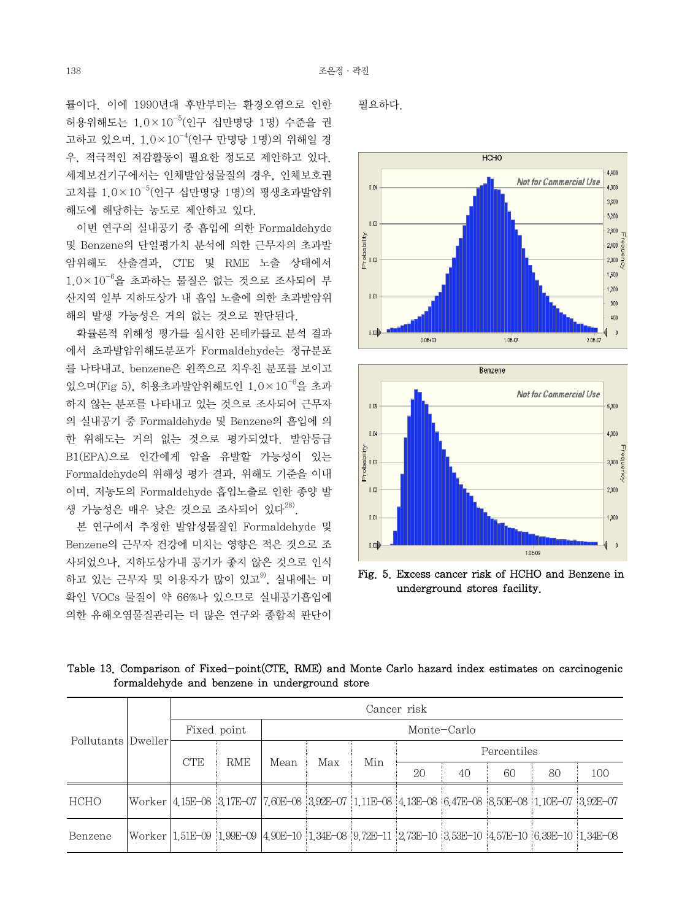률이다. 이에 1990년대 후반부터는 환경오염으로 인한 허용위해도는 $1.0\times10^{-5}$(인구 십만명당 1명) 수준을 권고하고 있으며, $1.0\times10^{-4}$(인구 만명당 1명)의 위해일 경우, 적극적인 저감활동이 필요한 정도로 제안하고 있다. 세계보건기구에서는 인체발암성물질의 경우, 인체보호권고치를 $1.0\times10^{-5}$(인구 십만명당 1명)의 평생초과발암위해도에 해당하는 농도로 제안하고 있다.

이번 연구의 실내공기 중 흡입에 의한 Formaldehyde 및 Benzene의 단일평가치 분석에 의한 근무자의 초과발암위해도 산출결과, CTE 및 RME 노출 상태에서 $1.0\times10^{-6}$을 초과하는 물질은 없는 것으로 조사되어 부산지역 일부 지하도상가 내 흡입 노출에 의한 초과발암위해의 발생 가능성은 거의 없는 것으로 판단된다.

확률론적 위해성 평가를 실시한 몬테카를로 분석 결과에서 초과발암위해도분포가 Formaldehyde는 정규분포를 나타내고, benzene은 왼쪽으로 치우친 분포를 보이고 있으며(Fig 5), 허용초과발암위해도인 $1.0\times10^{-6}$을 초과하지 않는 분포를 나타내고 있는 것으로 조사되어 근무자의 실내공기 중 Formaldehyde 및 Benzene의 흡입에 의한 위해도는 거의 없는 것으로 평가되었다. 발암등급 B1(EPA)으로 인간에게 암을 유발할 가능성이 있는 Formaldehyde의 위해성 평가 결과, 위해도 기준을 이내이며, 저농도의 Formaldehyde 흡입노출로 인한 종양 발생 가능성은 매우 낮은 것으로 조사되어 있다[28].

본 연구에서 추정한 발암성물질인 Formaldehyde 및 Benzene의 근무자 건강에 미치는 영향은 적은 것으로 조사되었으나, 지하도상가내 공기가 좋지 않은 것으로 인식하고 있는 근무자 및 이용자가 많이 있고[9], 실내에는 미확인 VOCs 물질이 약 66%나 있으므로 실내공기흡입에 의한 유해오염물질관리는 더 많은 연구와 종합적 판단이 필요하다.

Fig. 5. Excess cancer risk of HCHO and Benzene in underground stores facility.

Table 13. Comparison of Fixed-point(CTE, RME) and Monte Carlo hazard index estimates on carcinogenic formaldehyde and benzene in underground store

| Pollutants | Dweller | Cancer risk | | | | | | | | | |
|---|---|---|---|---|---|---|---|---|---|---|---|
| | | Fixed point | | Monte-Carlo | | | | | | | |
| | | CTE | RME | Mean | Max | Min | Percentiles | | | | |
| | | | | | | | 20 | 40 | 60 | 80 | 100 |
| HCHO | Worker | 4.15E-08 | 3.17E-07 | 7.60E-08 | 3.92E-07 | 1.11E-08 | 4.13E-08 | 6.47E-08 | 8.50E-08 | 1.10E-07 | 3.92E-07 |
| Benzene | Worker | 1.51E-09 | 1.99E-09 | 4.90E-10 | 1.34E-08 | 9.72E-11 | 2.73E-10 | 3.53E-10 | 4.57E-10 | 6.39E-10 | 1.34E-08 |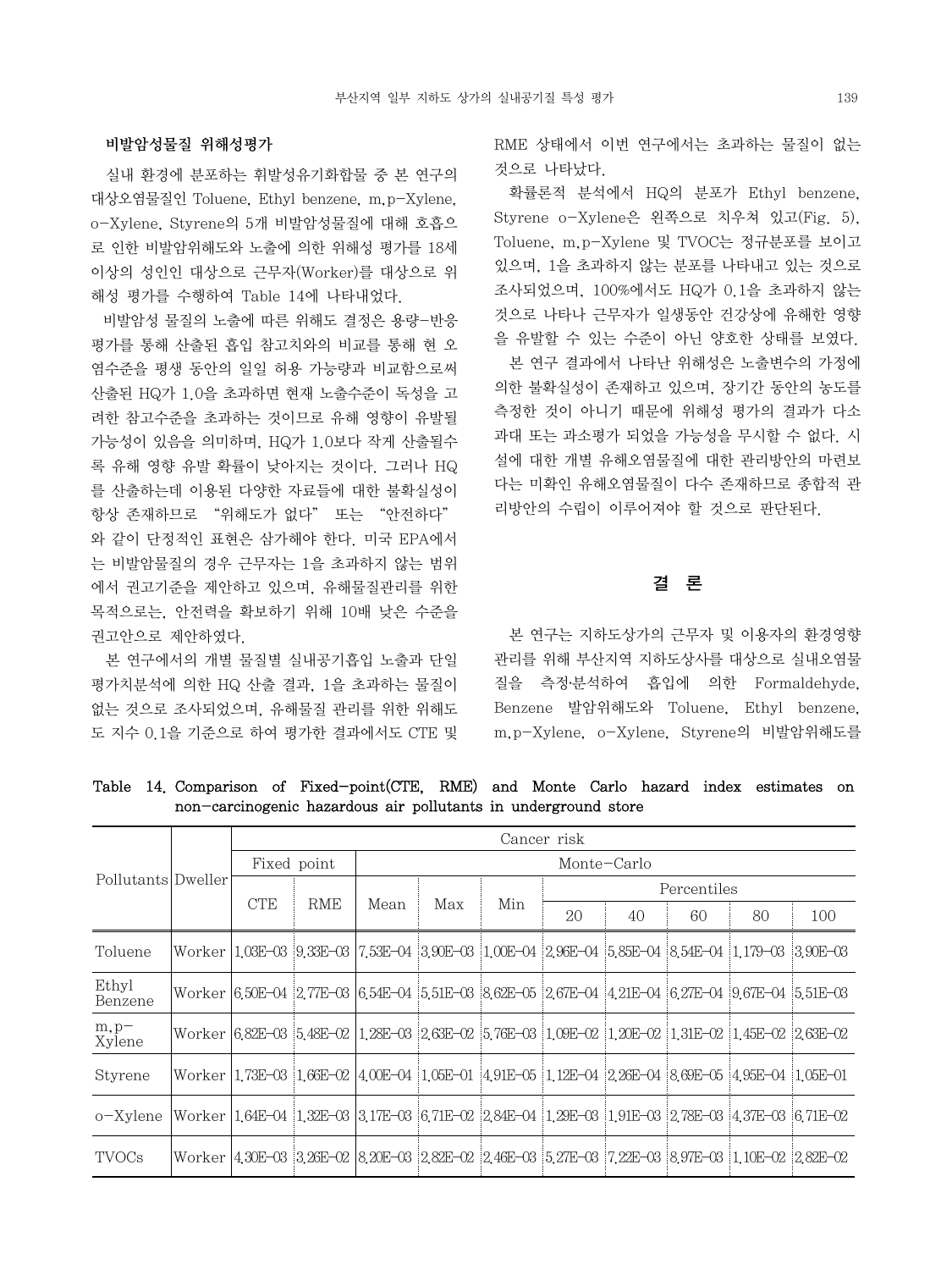### 비발암성물질 위해성평가

실내 환경에 분포하는 휘발성유기화합물 중 본 연구의 대상오염물질인 Toluene, Ethyl benzene, m,p-Xylene, o-Xylene, Styrene의 5개 비발암성물질에 대해 호흡으로 인한 비발암위해도와 노출에 의한 위해성 평가를 18세 이상의 성인인 대상으로 근무자(Worker)를 대상으로 위해성 평가를 수행하여 Table 14에 나타내었다.

비발암성 물질의 노출에 따른 위해도 결정은 용량-반응평가를 통해 산출된 흡입 참고치와의 비교를 통해 현 오염수준을 평생 동안의 일일 허용 가능량과 비교함으로써 산출된 HQ가 1.0을 초과하면 현재 노출수준이 독성을 고려한 참고수준을 초과하는 것이므로 유해 영향이 유발될 가능성이 있음을 의미하며, HQ가 1.0보다 작게 산출될수록 유해 영향 유발 확률이 낮아지는 것이다. 그러나 HQ를 산출하는데 이용된 다양한 자료들에 대한 불확실성이 항상 존재하므로 "위해도가 없다" 또는 "안전하다"와 같이 단정적인 표현은 삼가해야 한다. 미국 EPA에서는 비발암물질의 경우 근무자는 1을 초과하지 않는 범위에서 권고기준을 제안하고 있으며, 유해물질관리를 위한 목적으로는, 안전력을 확보하기 위해 10배 낮은 수준을 권고안으로 제안하였다.

본 연구에서의 개별 물질별 실내공기흡입 노출과 단일평가치분석에 의한 HQ 산출 결과, 1을 초과하는 물질이 없는 것으로 조사되었으며, 유해물질 관리를 위한 위해도도 지수 0.1을 기준으로 하여 평가한 결과에서도 CTE 및 RME 상태에서 이번 연구에서는 초과하는 물질이 없는 것으로 나타났다.

확률론적 분석에서 HQ의 분포가 Ethyl benzene, Styrene o-Xylene은 왼쪽으로 치우쳐 있고(Fig. 5), Toluene, m,p-Xylene 및 TVOC는 정규분포를 보이고 있으며, 1을 초과하지 않는 분포를 나타내고 있는 것으로 조사되었으며, 100%에서도 HQ가 0.1을 초과하지 않는 것으로 나타나 근무자가 일생동안 건강상에 유해한 영향을 유발할 수 있는 수준이 아닌 양호한 상태를 보였다.

본 연구 결과에서 나타난 위해성은 노출변수의 가정에 의한 불확실성이 존재하고 있으며, 장기간 동안의 농도를 측정한 것이 아니기 때문에 위해성 평가의 결과가 다소 과대 또는 과소평가 되었을 가능성을 무시할 수 없다. 시설에 대한 개별 유해오염물질에 대한 관리방안의 마련보다는 미확인 유해오염물질이 다수 존재하므로 종합적 관리방안의 수립이 이루어져야 할 것으로 판단된다.

## 결 론

본 연구는 지하도상가의 근무자 및 이용자의 환경영향 관리를 위해 부산지역 지하도상사를 대상으로 실내오염물질을 측정·분석하여 흡입에 의한 Formaldehyde, Benzene 발암위해도와 Toluene, Ethyl benzene, m,p-Xylene, o-Xylene, Styrene의 비발암위해도를

Table 14. Comparison of Fixed-point(CTE, RME) and Monte Carlo hazard index estimates on non-carcinogenic hazardous air pollutants in underground store

| Pollutants | Dweller | Cancer risk | | | | | | | | | |
|---|---|---|---|---|---|---|---|---|---|---|---|
| | | Fixed point | | Monte-Carlo | | | | | | | |
| | | CTE | RME | Mean | Max | Min | Percentiles | | | | |
| | | | | | | | 20 | 40 | 60 | 80 | 100 |
| Toluene | Worker | 1.03E-03 | 9.33E-03 | 7.53E-04 | 3.90E-03 | 1.00E-04 | 2.96E-04 | 5.85E-04 | 8.54E-04 | 1.179-03 | 3.90E-03 |
| Ethyl Benzene | Worker | 6.50E-04 | 2.77E-03 | 6.54E-04 | 5.51E-03 | 8.62E-05 | 2.67E-04 | 4.21E-04 | 6.27E-04 | 9.67E-04 | 5.51E-03 |
| m,p-Xylene | Worker | 6.82E-03 | 5.48E-02 | 1.28E-03 | 2.63E-02 | 5.76E-03 | 1.09E-02 | 1.20E-02 | 1.31E-02 | 1.45E-02 | 2.63E-02 |
| Styrene | Worker | 1.73E-03 | 1.66E-02 | 4.00E-04 | 1.05E-01 | 4.91E-05 | 1.12E-04 | 2.26E-04 | 8.69E-05 | 4.95E-04 | 1.05E-01 |
| o-Xylene | Worker | 1.64E-04 | 1.32E-03 | 3.17E-03 | 6.71E-02 | 2.84E-04 | 1.29E-03 | 1.91E-03 | 2.78E-03 | 4.37E-03 | 6.71E-02 |
| TVOCs | Worker | 4.30E-03 | 3.26E-02 | 8.20E-03 | 2.82E-02 | 2.46E-03 | 5.27E-03 | 7.22E-03 | 8.97E-03 | 1.10E-02 | 2.82E-02 |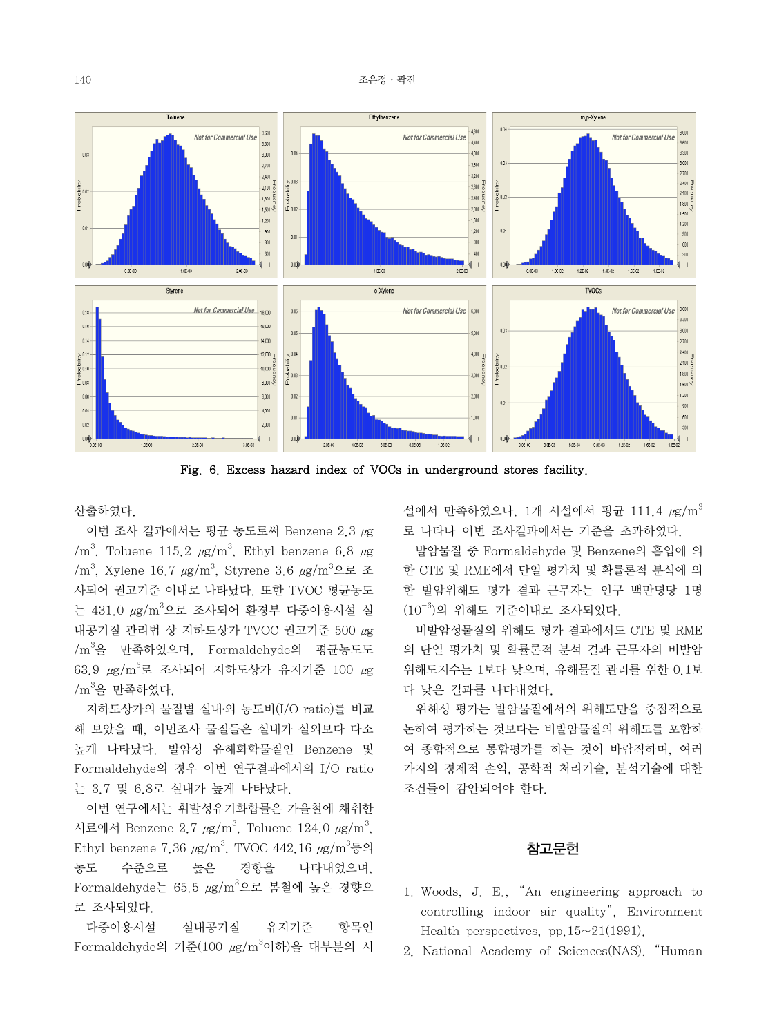Fig. 6. Excess hazard index of VOCs in underground stores facility.

산출하였다.

이번 조사 결과에서는 평균 농도로써 Benzene 2.3 ㎍/m³, Toluene 115.2 ㎍/m³, Ethyl benzene 6.8 ㎍/m³, Xylene 16.7 ㎍/m³, Styrene 3.6 ㎍/m³으로 조사되어 권고기준 이내로 나타났다. 또한 TVOC 평균농도는 431.0 ㎍/m³으로 조사되어 환경부 다중이용시설 실내공기질 관리법 상 지하도상가 TVOC 권고기준 500 ㎍/m³을 만족하였으며, Formaldehyde의 평균농도도 63.9 ㎍/m³로 조사되어 지하도상가 유지기준 100 ㎍/m³을 만족하였다.

지하도상가의 물질별 실내·외 농도비(I/O ratio)를 비교해 보았을 때, 이번조사 물질들은 실내가 실외보다 다소 높게 나타났다. 발암성 유해화학물질인 Benzene 및 Formaldehyde의 경우 이번 연구결과에서의 I/O ratio는 3.7 및 6.8로 실내가 높게 나타났다.

이번 연구에서는 휘발성유기화합물은 가을철에 채취한 시료에서 Benzene 2.7 ㎍/m³, Toluene 124.0 ㎍/m³, Ethyl benzene 7.36 ㎍/m³, TVOC 442.16 ㎍/m³등의 농도 수준으로 높은 경향을 나타내었으며, Formaldehyde는 65.5 ㎍/m³으로 봄철에 높은 경향으로 조사되었다.

다중이용시설 실내공기질 유지기준 항목인 Formaldehyde의 기준(100 ㎍/m³이하)을 대부분의 시설에서 만족하였으나, 1개 시설에서 평균 111.4 ㎍/m³로 나타나 이번 조사결과에서는 기준을 초과하였다.

발암물질 중 Formaldehyde 및 Benzene의 흡입에 의한 CTE 및 RME에서 단일 평가치 및 확률론적 분석에 의한 발암위해도 평가 결과 근무자는 인구 백만명당 1명($10^{-6}$)의 위해도 기준이내로 조사되었다.

비발암성물질의 위해도 평가 결과에서도 CTE 및 RME의 단일 평가치 및 확률적 분석 결과 근무자의 비발암위해도지수는 1보다 낮으며, 유해물질 관리를 위한 0.1보다 낮은 결과를 나타내었다.

위해성 평가는 발암물질에서의 위해도만을 중점적으로 논하여 평가하는 것보다는 비발암물질의 위해도를 포함하여 종합적으로 통합평가를 하는 것이 바람직하며, 여러가지의 경제적 손익, 공학적 처리기술, 분석기술에 대한 조건들이 감안되어야 한다.

## 참고문헌

1. Woods, J. E., "An engineering approach to controlling indoor air quality", Environment Health perspectives, pp.15~21(1991).
2. National Academy of Sciences(NAS), "Human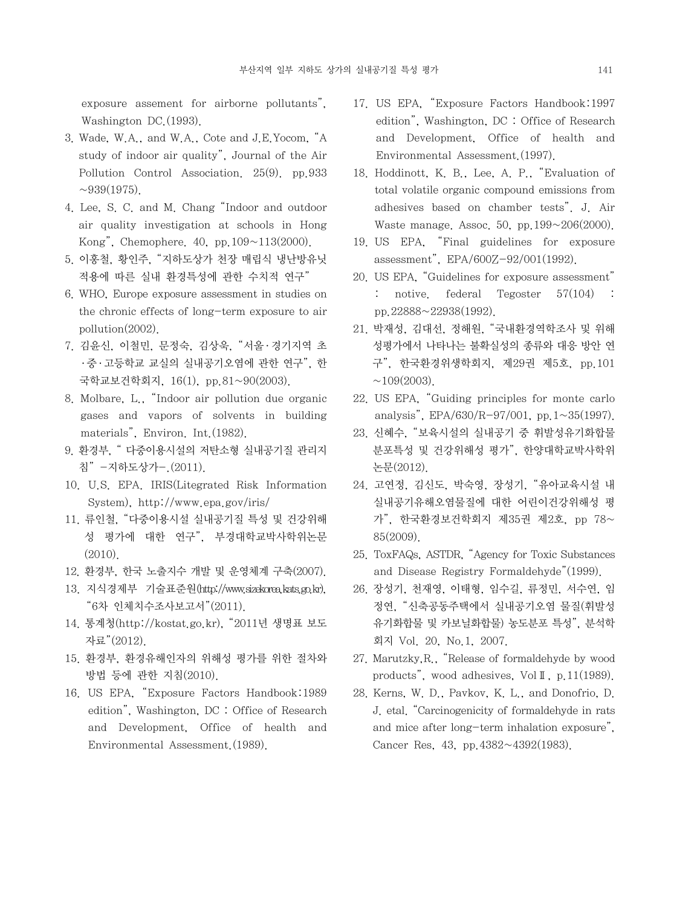exposure assement for airborne pollutants", Washington DC.(1993).

3. Wade, W.A., and W.A., Cote and J.E.Yocom, "A study of indoor air quality", Journal of the Air Pollution Control Association. 25(9). pp.933~939(1975).
4. Lee, S. C. and M. Chang "Indoor and outdoor air quality investigation at schools in Hong Kong", Chemophere. 40, pp.109~113(2000).
5. 이홍철, 황인주, "지하도상가 천장 매립식 냉난방유닛 적용에 따른 실내 환경특성에 관한 수치적 연구"
6. WHO, Europe exposure assessment in studies on the chronic effects of long-term exposure to air pollution(2002).
7. 김윤신, 이철민, 문정숙, 김상욱, "서울·경기지역 초·중·고등학교 교실의 실내공기오염에 관한 연구", 한국학교보건학회지, 16(1), pp.81~90(2003).
8. Molbare, L., "Indoor air pollution due organic gases and vapors of solvents in building materials", Environ. Int.(1982).
9. 환경부, " 다중이용시설의 저탄소형 실내공기질 관리지침" -지하도상가-.(2011).
10. U.S. EPA. IRIS(Litegrated Risk Information System), http://www.epa.gov/iris/
11. 류인철, "다중이용시설 실내공기질 특성 및 건강위해성 평가에 대한 연구", 부경대학교박사학위논문(2010).
12. 환경부, 한국 노출지수 개발 및 운영체계 구축(2007).
13. 지식경제부 기술표준원(http://www.sizekorea.kats.go.kr), "6차 인체치수조사보고서"(2011).
14. 통계청(http://kostat.go.kr), "2011년 생명표 보도자료"(2012).
15. 환경부, 환경유해인자의 위해성 평가를 위한 절차와 방법 등에 관한 지침(2010).
16. US EPA, "Exposure Factors Handbook:1989 edition", Washington, DC : Office of Research and Development, Office of health and Environmental Assessment.(1989).
17. US EPA, "Exposure Factors Handbook:1997 edition", Washington, DC : Office of Research and Development, Office of health and Environmental Assessment.(1997).
18. Hoddinott, K. B., Lee, A. P., "Evaluation of total volatile organic compound emissions from adhesives based on chamber tests". J. Air Waste manage. Assoc. 50, pp.199~206(2000).
19. US EPA, "Final guidelines for exposure assessment", EPA/600Z-92/001(1992).
20. US EPA, "Guidelines for exposure assessment" : notive, federal Tegoster 57(104) : pp.22888~22938(1992).
21. 박재성, 김대선, 정해원, "국내환경역학조사 및 위해성평가에서 나타나는 불확실성의 종류와 대응 방안 연구", 한국환경위생학회지, 제29권 제5호, pp.101~109(2003).
22. US EPA, "Guiding principles for monte carlo analysis", EPA/630/R-97/001, pp.1~35(1997).
23. 신혜수, "보육시설의 실내공기 중 휘발성유기화합물 분포특성 및 건강위해성 평가", 한양대학교박사학위논문(2012).
24. 고연정, 김신도, 박숙영, 장성기, "유아교육시설 내 실내공기유해오염물질에 대한 어린이건강위해성 평가", 한국환경보건학회지 제35권 제2호, pp 78~85(2009).
25. ToxFAQs, ASTDR, "Agency for Toxic Substances and Disease Registry Formaldehyde"(1999).
26. 장성기, 천재영, 이태형, 임수길, 류정민, 서수연, 임정연, "신축공동주택에서 실내공기오염 물질(휘발성유기화합물 및 카보닐화합물) 농도분포 특성", 분석학회지 Vol. 20, No.1, 2007.
27. Marutzky,R., "Release of formaldehyde by wood products", wood adhesives, Vol Ⅱ, p.11(1989).
28. Kerns, W. D., Pavkov, K. L., and Donofrio, D. J. etal. "Carcinogenicity of formaldehyde in rats and mice after long-term inhalation exposure", Cancer Res, 43, pp.4382~4392(1983).